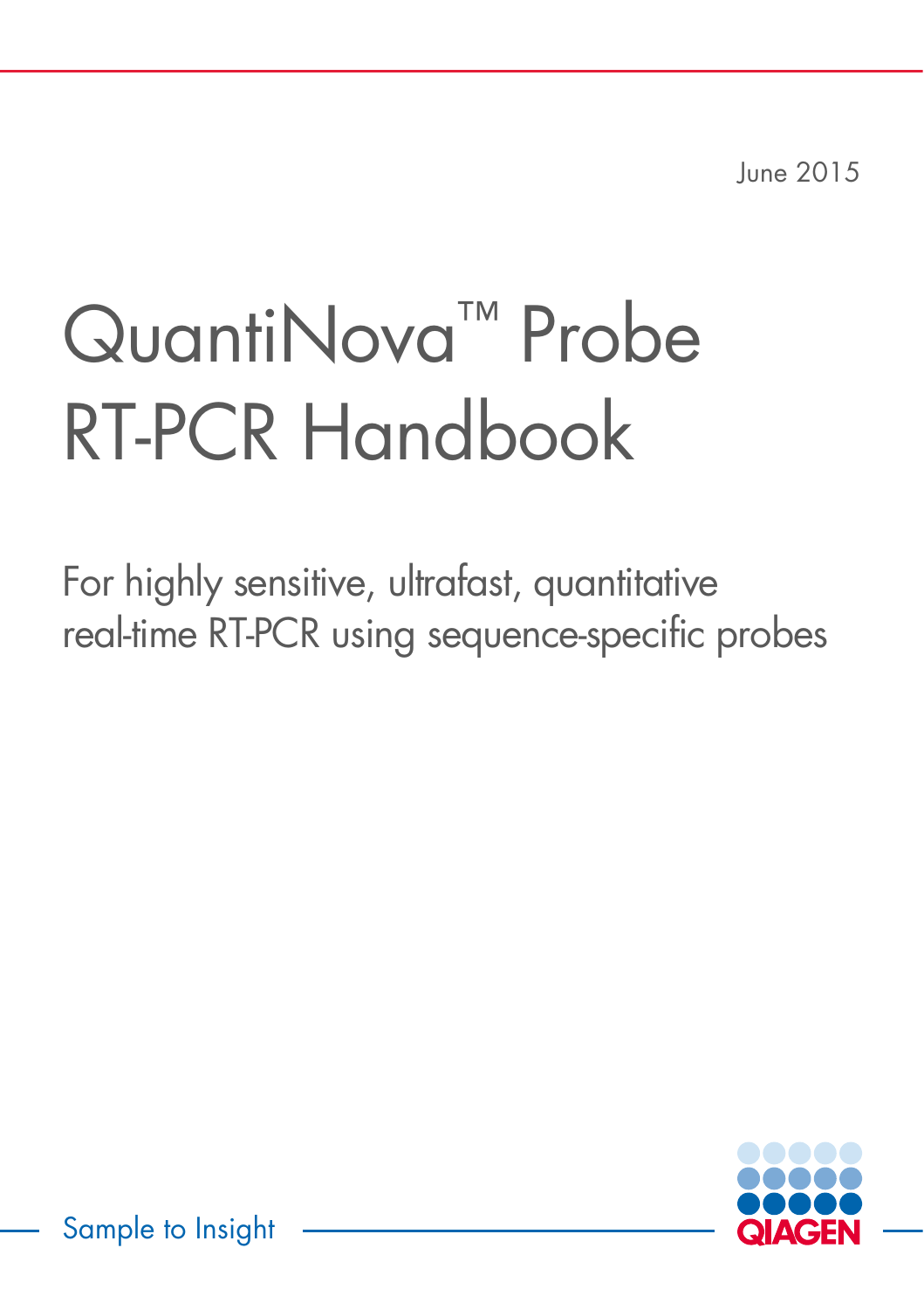June 2015

# QuantiNova™ Probe RT-PCR Handbook

For highly sensitive, ultrafast, quantitative real-time RT-PCR using sequence-specific probes

Sample to Insight

QIAGEN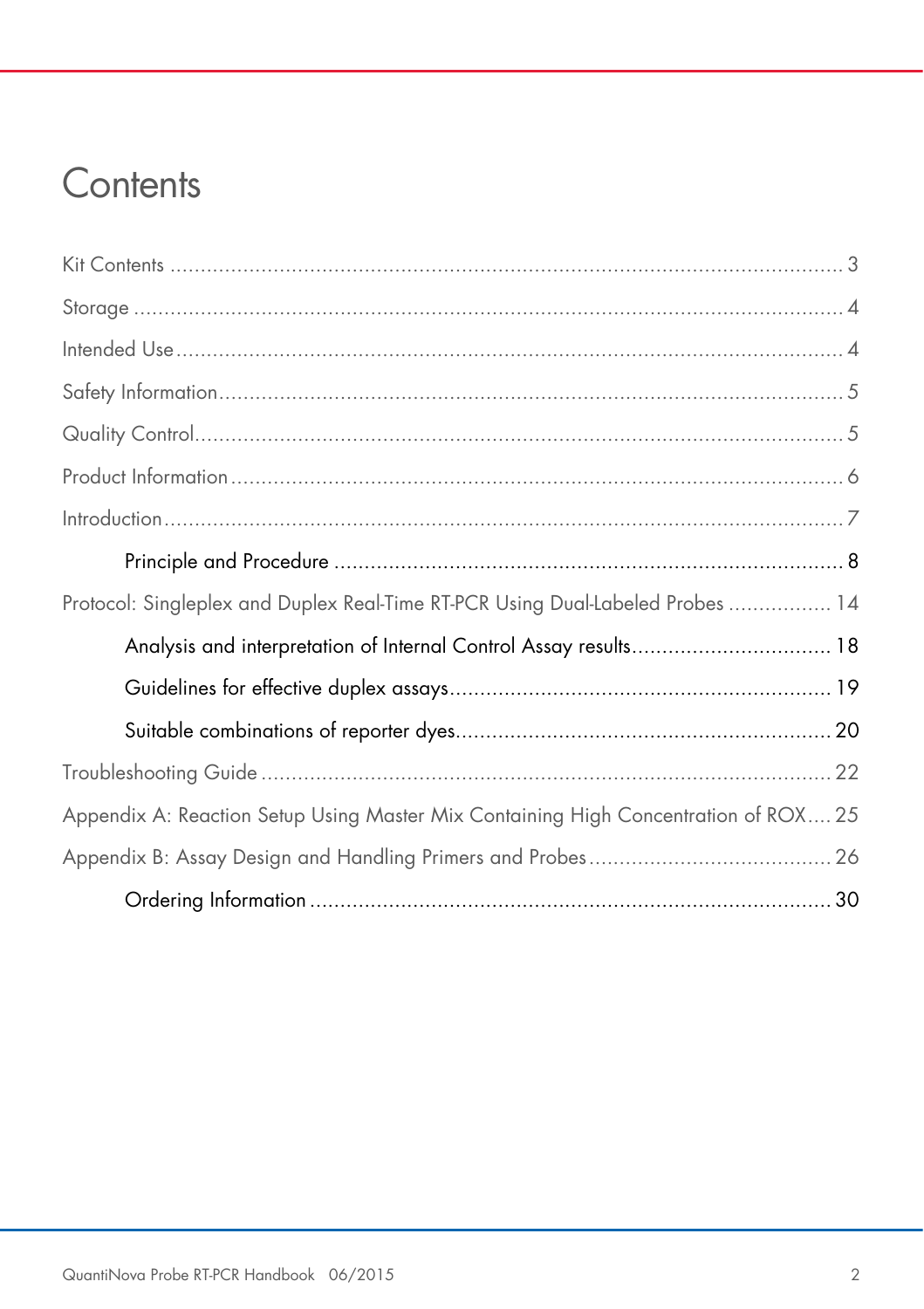# Contents

Kit Contents .......... 3

Storage .......... 4

Intended Use .......... 4

Safety Information .......... 5

Quality Control .......... 5

Product Information .......... 6

Introduction .......... 7

- Principle and Procedure .......... 8

Protocol: Singleplex and Duplex Real-Time RT-PCR Using Dual-Labeled Probes .......... 14

- Analysis and interpretation of Internal Control Assay results .......... 18
- Guidelines for effective duplex assays .......... 19
- Suitable combinations of reporter dyes .......... 20

Troubleshooting Guide .......... 22

Appendix A: Reaction Setup Using Master Mix Containing High Concentration of ROX .......... 25

Appendix B: Assay Design and Handling Primers and Probes .......... 26

- Ordering Information .......... 30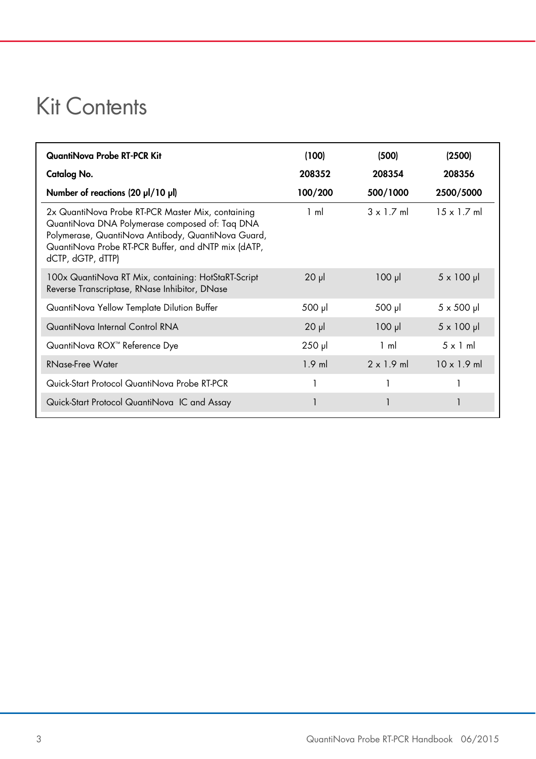# Kit Contents

| QuantiNova Probe RT-PCR Kit | (100) | (500) | (2500) |
|---|---|---|---|
| **Catalog No.** | **208352** | **208354** | **208356** |
| **Number of reactions (20 µl/10 µl)** | **100/200** | **500/1000** | **2500/5000** |
| 2x QuantiNova Probe RT-PCR Master Mix, containing QuantiNova DNA Polymerase composed of: Taq DNA Polymerase, QuantiNova Antibody, QuantiNova Guard, QuantiNova Probe RT-PCR Buffer, and dNTP mix (dATP, dCTP, dGTP, dTTP) | 1 ml | 3 x 1.7 ml | 15 x 1.7 ml |
| 100x QuantiNova RT Mix, containing: HotStaRT-Script Reverse Transcriptase, RNase Inhibitor, DNase | 20 µl | 100 µl | 5 x 100 µl |
| QuantiNova Yellow Template Dilution Buffer | 500 µl | 500 µl | 5 x 500 µl |
| QuantiNova Internal Control RNA | 20 µl | 100 µl | 5 x 100 µl |
| QuantiNova ROX™ Reference Dye | 250 µl | 1 ml | 5 x 1 ml |
| RNase-Free Water | 1.9 ml | 2 x 1.9 ml | 10 x 1.9 ml |
| Quick-Start Protocol QuantiNova Probe RT-PCR | 1 | 1 | 1 |
| Quick-Start Protocol QuantiNova IC and Assay | 1 | 1 | 1 |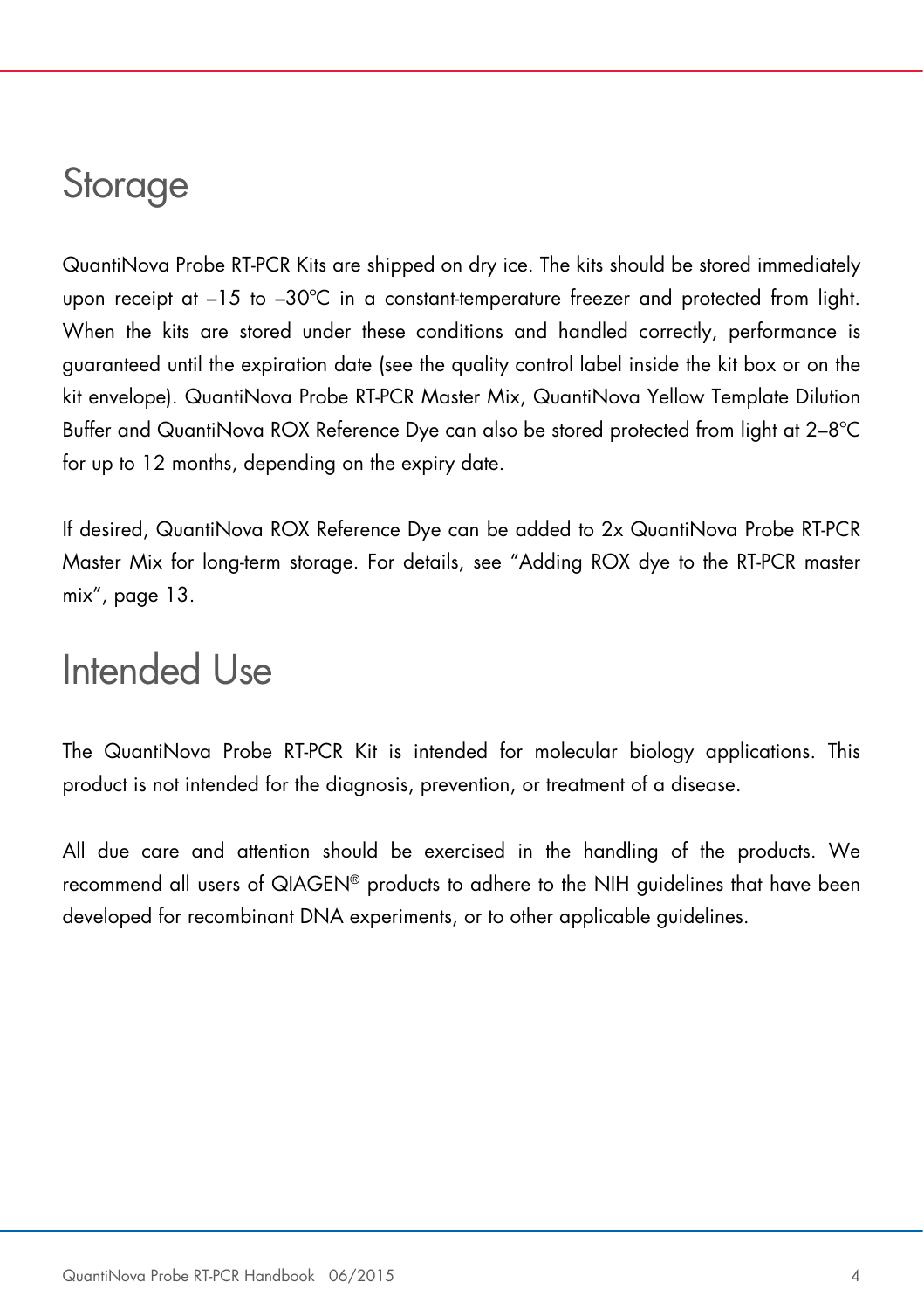# Storage

QuantiNova Probe RT-PCR Kits are shipped on dry ice. The kits should be stored immediately upon receipt at –15 to –30°C in a constant-temperature freezer and protected from light. When the kits are stored under these conditions and handled correctly, performance is guaranteed until the expiration date (see the quality control label inside the kit box or on the kit envelope). QuantiNova Probe RT-PCR Master Mix, QuantiNova Yellow Template Dilution Buffer and QuantiNova ROX Reference Dye can also be stored protected from light at 2–8°C for up to 12 months, depending on the expiry date.

If desired, QuantiNova ROX Reference Dye can be added to 2x QuantiNova Probe RT-PCR Master Mix for long-term storage. For details, see "Adding ROX dye to the RT-PCR master mix", page 13.

# Intended Use

The QuantiNova Probe RT-PCR Kit is intended for molecular biology applications. This product is not intended for the diagnosis, prevention, or treatment of a disease.

All due care and attention should be exercised in the handling of the products. We recommend all users of QIAGEN® products to adhere to the NIH guidelines that have been developed for recombinant DNA experiments, or to other applicable guidelines.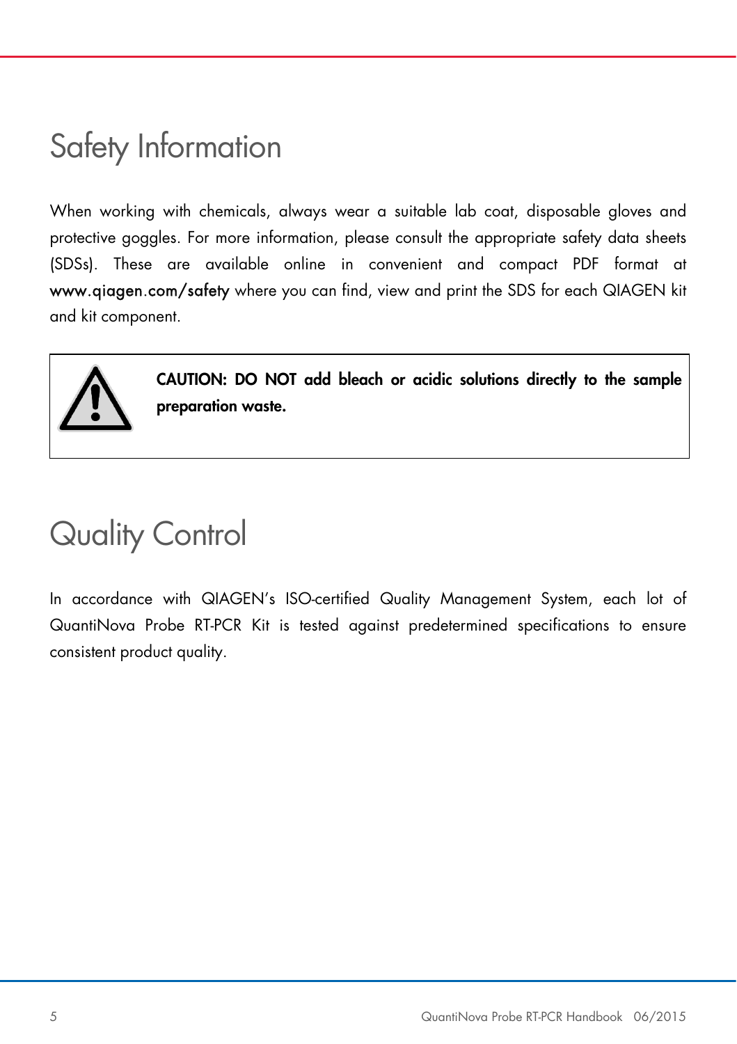# Safety Information

When working with chemicals, always wear a suitable lab coat, disposable gloves and protective goggles. For more information, please consult the appropriate safety data sheets (SDSs). These are available online in convenient and compact PDF format at **www.qiagen.com/safety** where you can find, view and print the SDS for each QIAGEN kit and kit component.

**CAUTION: DO NOT add bleach or acidic solutions directly to the sample preparation waste.**

# Quality Control

In accordance with QIAGEN's ISO-certified Quality Management System, each lot of QuantiNova Probe RT-PCR Kit is tested against predetermined specifications to ensure consistent product quality.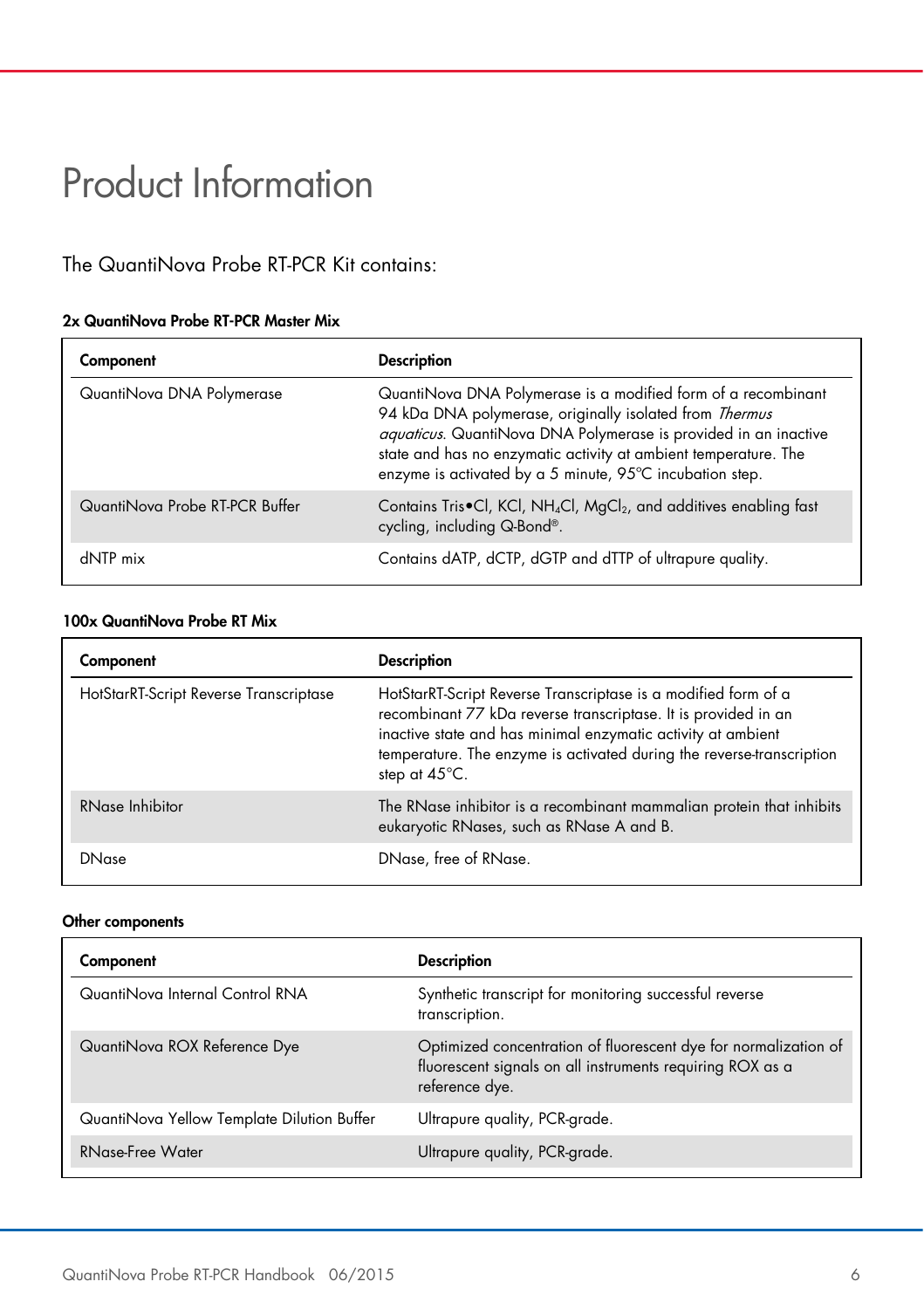# Product Information

The QuantiNova Probe RT-PCR Kit contains:

**2x QuantiNova Probe RT-PCR Master Mix**

| Component | Description |
| --- | --- |
| QuantiNova DNA Polymerase | QuantiNova DNA Polymerase is a modified form of a recombinant 94 kDa DNA polymerase, originally isolated from *Thermus aquaticus*. QuantiNova DNA Polymerase is provided in an inactive state and has no enzymatic activity at ambient temperature. The enzyme is activated by a 5 minute, 95°C incubation step. |
| QuantiNova Probe RT-PCR Buffer | Contains Tris•Cl, KCl, $NH_4Cl$, $MgCl_2$, and additives enabling fast cycling, including Q-Bond®. |
| dNTP mix | Contains dATP, dCTP, dGTP and dTTP of ultrapure quality. |

**100x QuantiNova Probe RT Mix**

| Component | Description |
| --- | --- |
| HotStarRT-Script Reverse Transcriptase | HotStarRT-Script Reverse Transcriptase is a modified form of a recombinant 77 kDa reverse transcriptase. It is provided in an inactive state and has minimal enzymatic activity at ambient temperature. The enzyme is activated during the reverse-transcription step at 45°C. |
| RNase Inhibitor | The RNase inhibitor is a recombinant mammalian protein that inhibits eukaryotic RNases, such as RNase A and B. |
| DNase | DNase, free of RNase. |

**Other components**

| Component | Description |
| --- | --- |
| QuantiNova Internal Control RNA | Synthetic transcript for monitoring successful reverse transcription. |
| QuantiNova ROX Reference Dye | Optimized concentration of fluorescent dye for normalization of fluorescent signals on all instruments requiring ROX as a reference dye. |
| QuantiNova Yellow Template Dilution Buffer | Ultrapure quality, PCR-grade. |
| RNase-Free Water | Ultrapure quality, PCR-grade. |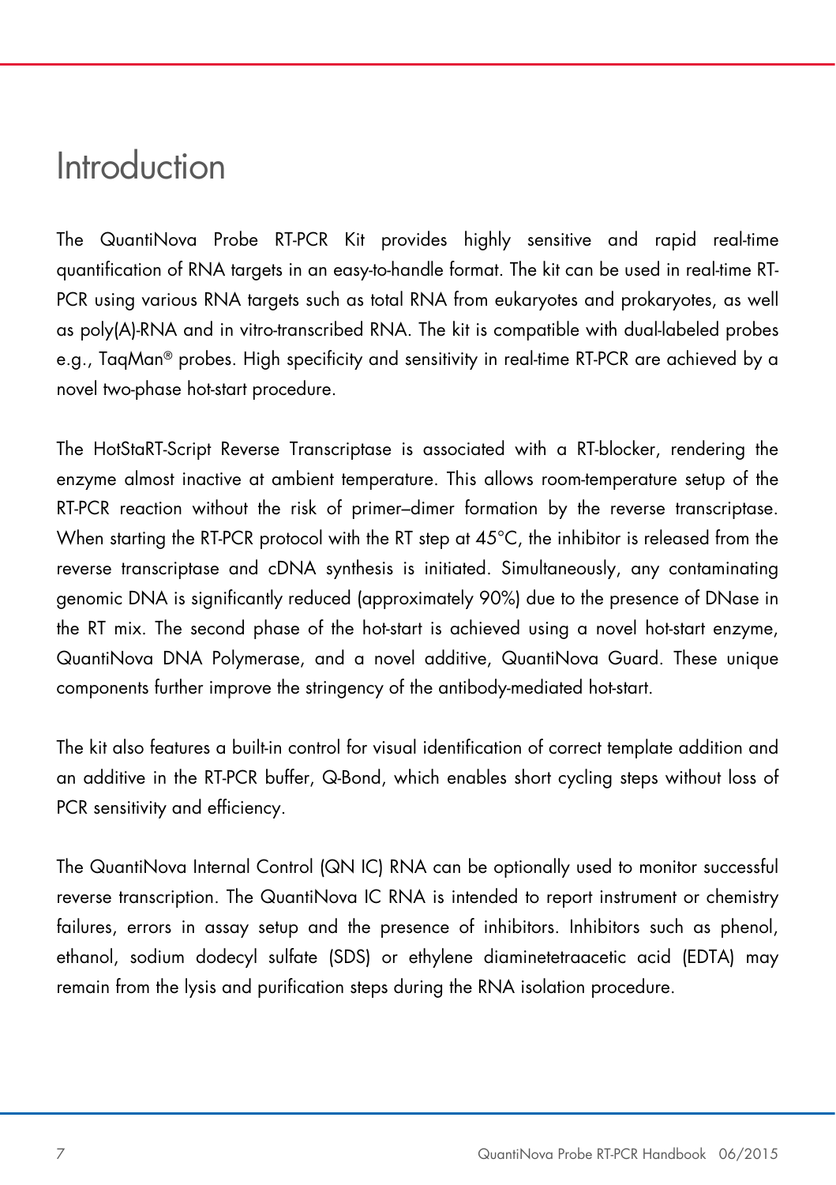# Introduction

The QuantiNova Probe RT-PCR Kit provides highly sensitive and rapid real-time quantification of RNA targets in an easy-to-handle format. The kit can be used in real-time RT-PCR using various RNA targets such as total RNA from eukaryotes and prokaryotes, as well as poly(A)-RNA and in vitro-transcribed RNA. The kit is compatible with dual-labeled probes e.g., TaqMan® probes. High specificity and sensitivity in real-time RT-PCR are achieved by a novel two-phase hot-start procedure.

The HotStaRT-Script Reverse Transcriptase is associated with a RT-blocker, rendering the enzyme almost inactive at ambient temperature. This allows room-temperature setup of the RT-PCR reaction without the risk of primer–dimer formation by the reverse transcriptase. When starting the RT-PCR protocol with the RT step at 45°C, the inhibitor is released from the reverse transcriptase and cDNA synthesis is initiated. Simultaneously, any contaminating genomic DNA is significantly reduced (approximately 90%) due to the presence of DNase in the RT mix. The second phase of the hot-start is achieved using a novel hot-start enzyme, QuantiNova DNA Polymerase, and a novel additive, QuantiNova Guard. These unique components further improve the stringency of the antibody-mediated hot-start.

The kit also features a built-in control for visual identification of correct template addition and an additive in the RT-PCR buffer, Q-Bond, which enables short cycling steps without loss of PCR sensitivity and efficiency.

The QuantiNova Internal Control (QN IC) RNA can be optionally used to monitor successful reverse transcription. The QuantiNova IC RNA is intended to report instrument or chemistry failures, errors in assay setup and the presence of inhibitors. Inhibitors such as phenol, ethanol, sodium dodecyl sulfate (SDS) or ethylene diaminetetraacetic acid (EDTA) may remain from the lysis and purification steps during the RNA isolation procedure.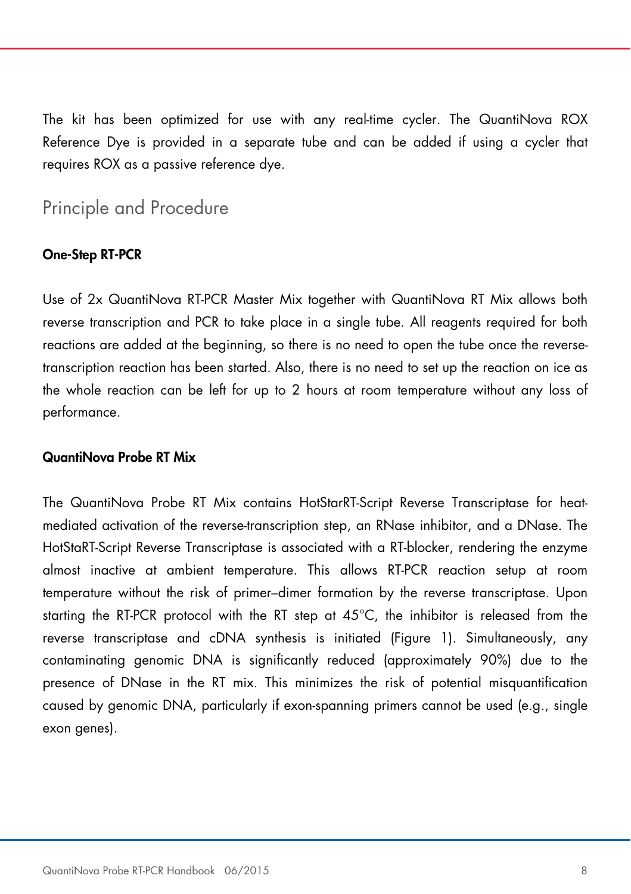The kit has been optimized for use with any real-time cycler. The QuantiNova ROX Reference Dye is provided in a separate tube and can be added if using a cycler that requires ROX as a passive reference dye.

## Principle and Procedure

### One-Step RT-PCR

Use of 2x QuantiNova RT-PCR Master Mix together with QuantiNova RT Mix allows both reverse transcription and PCR to take place in a single tube. All reagents required for both reactions are added at the beginning, so there is no need to open the tube once the reverse-transcription reaction has been started. Also, there is no need to set up the reaction on ice as the whole reaction can be left for up to 2 hours at room temperature without any loss of performance.

### QuantiNova Probe RT Mix

The QuantiNova Probe RT Mix contains HotStarRT-Script Reverse Transcriptase for heat-mediated activation of the reverse-transcription step, an RNase inhibitor, and a DNase. The HotStaRT-Script Reverse Transcriptase is associated with a RT-blocker, rendering the enzyme almost inactive at ambient temperature. This allows RT-PCR reaction setup at room temperature without the risk of primer–dimer formation by the reverse transcriptase. Upon starting the RT-PCR protocol with the RT step at 45°C, the inhibitor is released from the reverse transcriptase and cDNA synthesis is initiated (Figure 1). Simultaneously, any contaminating genomic DNA is significantly reduced (approximately 90%) due to the presence of DNase in the RT mix. This minimizes the risk of potential misquantification caused by genomic DNA, particularly if exon-spanning primers cannot be used (e.g., single exon genes).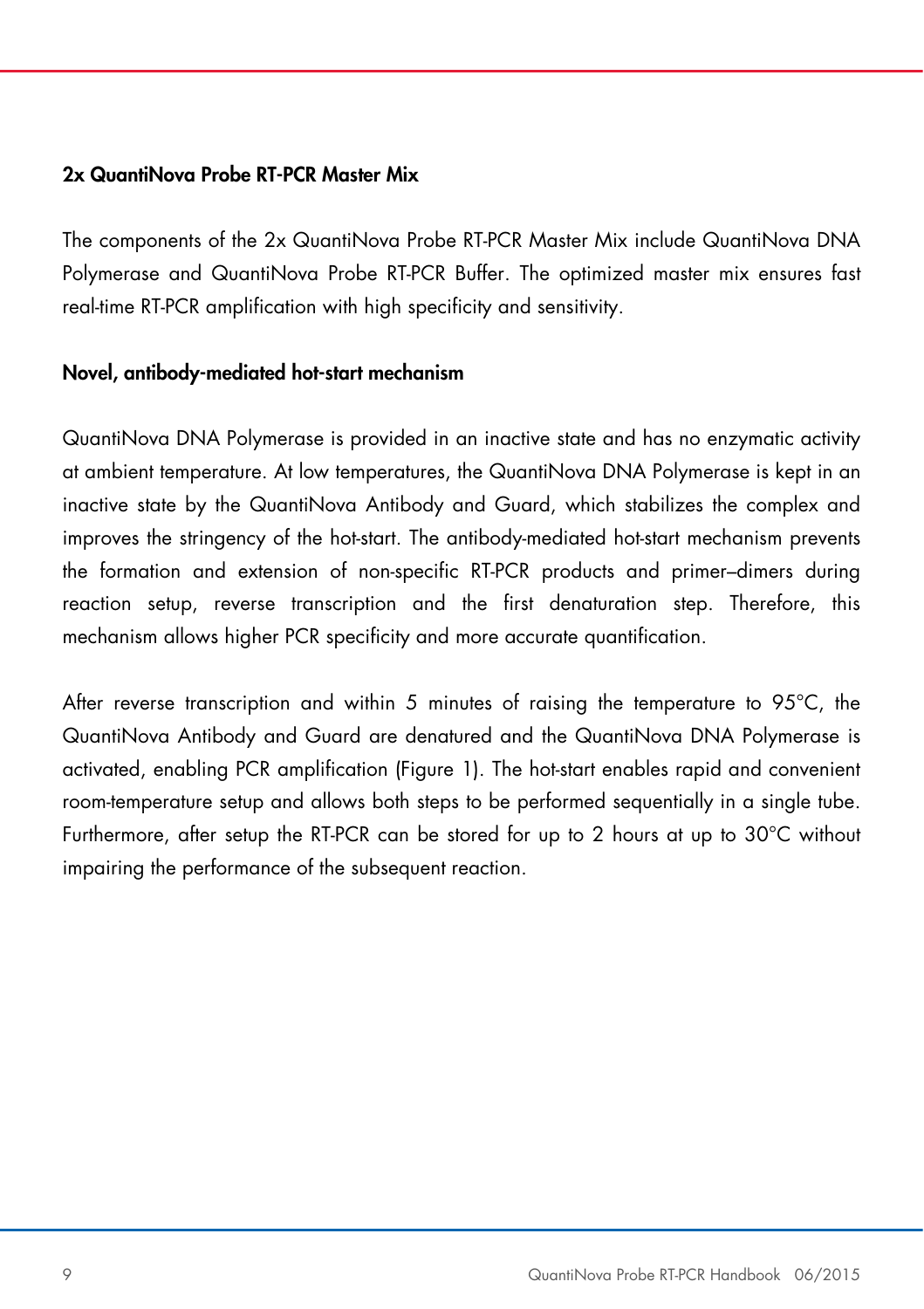## 2x QuantiNova Probe RT-PCR Master Mix

The components of the 2x QuantiNova Probe RT-PCR Master Mix include QuantiNova DNA Polymerase and QuantiNova Probe RT-PCR Buffer. The optimized master mix ensures fast real-time RT-PCR amplification with high specificity and sensitivity.

## Novel, antibody-mediated hot-start mechanism

QuantiNova DNA Polymerase is provided in an inactive state and has no enzymatic activity at ambient temperature. At low temperatures, the QuantiNova DNA Polymerase is kept in an inactive state by the QuantiNova Antibody and Guard, which stabilizes the complex and improves the stringency of the hot-start. The antibody-mediated hot-start mechanism prevents the formation and extension of non-specific RT-PCR products and primer–dimers during reaction setup, reverse transcription and the first denaturation step. Therefore, this mechanism allows higher PCR specificity and more accurate quantification.

After reverse transcription and within 5 minutes of raising the temperature to 95°C, the QuantiNova Antibody and Guard are denatured and the QuantiNova DNA Polymerase is activated, enabling PCR amplification (Figure 1). The hot-start enables rapid and convenient room-temperature setup and allows both steps to be performed sequentially in a single tube. Furthermore, after setup the RT-PCR can be stored for up to 2 hours at up to 30°C without impairing the performance of the subsequent reaction.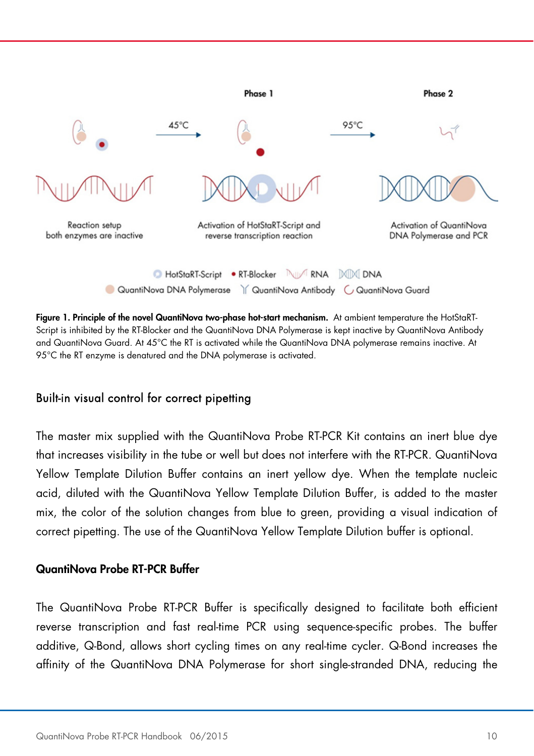**Figure 1. Principle of the novel QuantiNova two-phase hot-start mechanism.** At ambient temperature the HotStaRT-Script is inhibited by the RT-Blocker and the QuantiNova DNA Polymerase is kept inactive by QuantiNova Antibody and QuantiNova Guard. At 45°C the RT is activated while the QuantiNova DNA polymerase remains inactive. At 95°C the RT enzyme is denatured and the DNA polymerase is activated.

## Built-in visual control for correct pipetting

The master mix supplied with the QuantiNova Probe RT-PCR Kit contains an inert blue dye that increases visibility in the tube or well but does not interfere with the RT-PCR. QuantiNova Yellow Template Dilution Buffer contains an inert yellow dye. When the template nucleic acid, diluted with the QuantiNova Yellow Template Dilution Buffer, is added to the master mix, the color of the solution changes from blue to green, providing a visual indication of correct pipetting. The use of the QuantiNova Yellow Template Dilution buffer is optional.

### QuantiNova Probe RT-PCR Buffer

The QuantiNova Probe RT-PCR Buffer is specifically designed to facilitate both efficient reverse transcription and fast real-time PCR using sequence-specific probes. The buffer additive, Q-Bond, allows short cycling times on any real-time cycler. Q-Bond increases the affinity of the QuantiNova DNA Polymerase for short single-stranded DNA, reducing the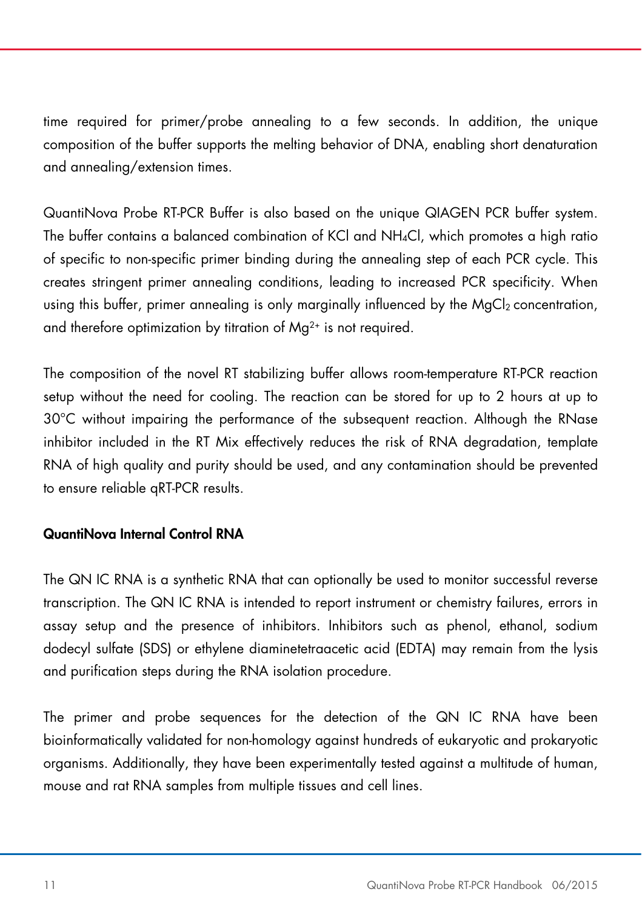time required for primer/probe annealing to a few seconds. In addition, the unique composition of the buffer supports the melting behavior of DNA, enabling short denaturation and annealing/extension times.

QuantiNova Probe RT-PCR Buffer is also based on the unique QIAGEN PCR buffer system. The buffer contains a balanced combination of KCl and $NH_4Cl$, which promotes a high ratio of specific to non-specific primer binding during the annealing step of each PCR cycle. This creates stringent primer annealing conditions, leading to increased PCR specificity. When using this buffer, primer annealing is only marginally influenced by the $MgCl_2$ concentration, and therefore optimization by titration of $Mg^{2+}$ is not required.

The composition of the novel RT stabilizing buffer allows room-temperature RT-PCR reaction setup without the need for cooling. The reaction can be stored for up to 2 hours at up to 30°C without impairing the performance of the subsequent reaction. Although the RNase inhibitor included in the RT Mix effectively reduces the risk of RNA degradation, template RNA of high quality and purity should be used, and any contamination should be prevented to ensure reliable qRT-PCR results.

### QuantiNova Internal Control RNA

The QN IC RNA is a synthetic RNA that can optionally be used to monitor successful reverse transcription. The QN IC RNA is intended to report instrument or chemistry failures, errors in assay setup and the presence of inhibitors. Inhibitors such as phenol, ethanol, sodium dodecyl sulfate (SDS) or ethylene diaminetetraacetic acid (EDTA) may remain from the lysis and purification steps during the RNA isolation procedure.

The primer and probe sequences for the detection of the QN IC RNA have been bioinformatically validated for non-homology against hundreds of eukaryotic and prokaryotic organisms. Additionally, they have been experimentally tested against a multitude of human, mouse and rat RNA samples from multiple tissues and cell lines.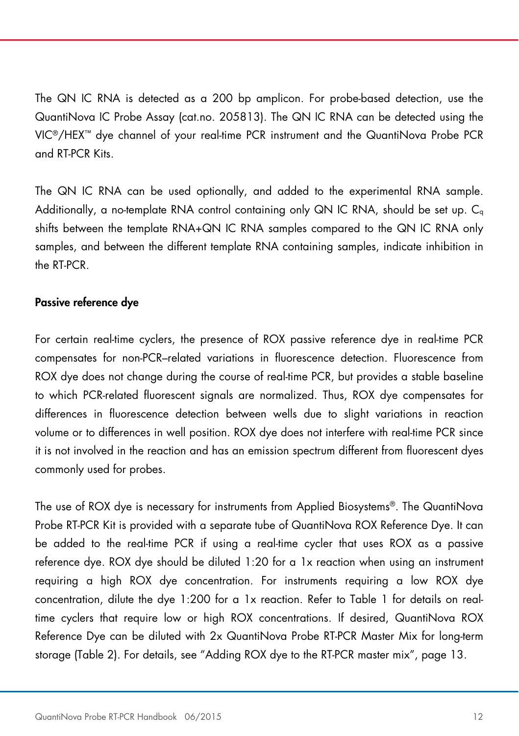The QN IC RNA is detected as a 200 bp amplicon. For probe-based detection, use the QuantiNova IC Probe Assay (cat.no. 205813). The QN IC RNA can be detected using the VIC®/HEX™ dye channel of your real-time PCR instrument and the QuantiNova Probe PCR and RT-PCR Kits.

The QN IC RNA can be used optionally, and added to the experimental RNA sample. Additionally, a no-template RNA control containing only QN IC RNA, should be set up. $C_q$ shifts between the template RNA+QN IC RNA samples compared to the QN IC RNA only samples, and between the different template RNA containing samples, indicate inhibition in the RT-PCR.

**Passive reference dye**

For certain real-time cyclers, the presence of ROX passive reference dye in real-time PCR compensates for non-PCR–related variations in fluorescence detection. Fluorescence from ROX dye does not change during the course of real-time PCR, but provides a stable baseline to which PCR-related fluorescent signals are normalized. Thus, ROX dye compensates for differences in fluorescence detection between wells due to slight variations in reaction volume or to differences in well position. ROX dye does not interfere with real-time PCR since it is not involved in the reaction and has an emission spectrum different from fluorescent dyes commonly used for probes.

The use of ROX dye is necessary for instruments from Applied Biosystems®. The QuantiNova Probe RT-PCR Kit is provided with a separate tube of QuantiNova ROX Reference Dye. It can be added to the real-time PCR if using a real-time cycler that uses ROX as a passive reference dye. ROX dye should be diluted 1:20 for a 1x reaction when using an instrument requiring a high ROX dye concentration. For instruments requiring a low ROX dye concentration, dilute the dye 1:200 for a 1x reaction. Refer to Table 1 for details on real-time cyclers that require low or high ROX concentrations. If desired, QuantiNova ROX Reference Dye can be diluted with 2x QuantiNova Probe RT-PCR Master Mix for long-term storage (Table 2). For details, see "Adding ROX dye to the RT-PCR master mix", page 13.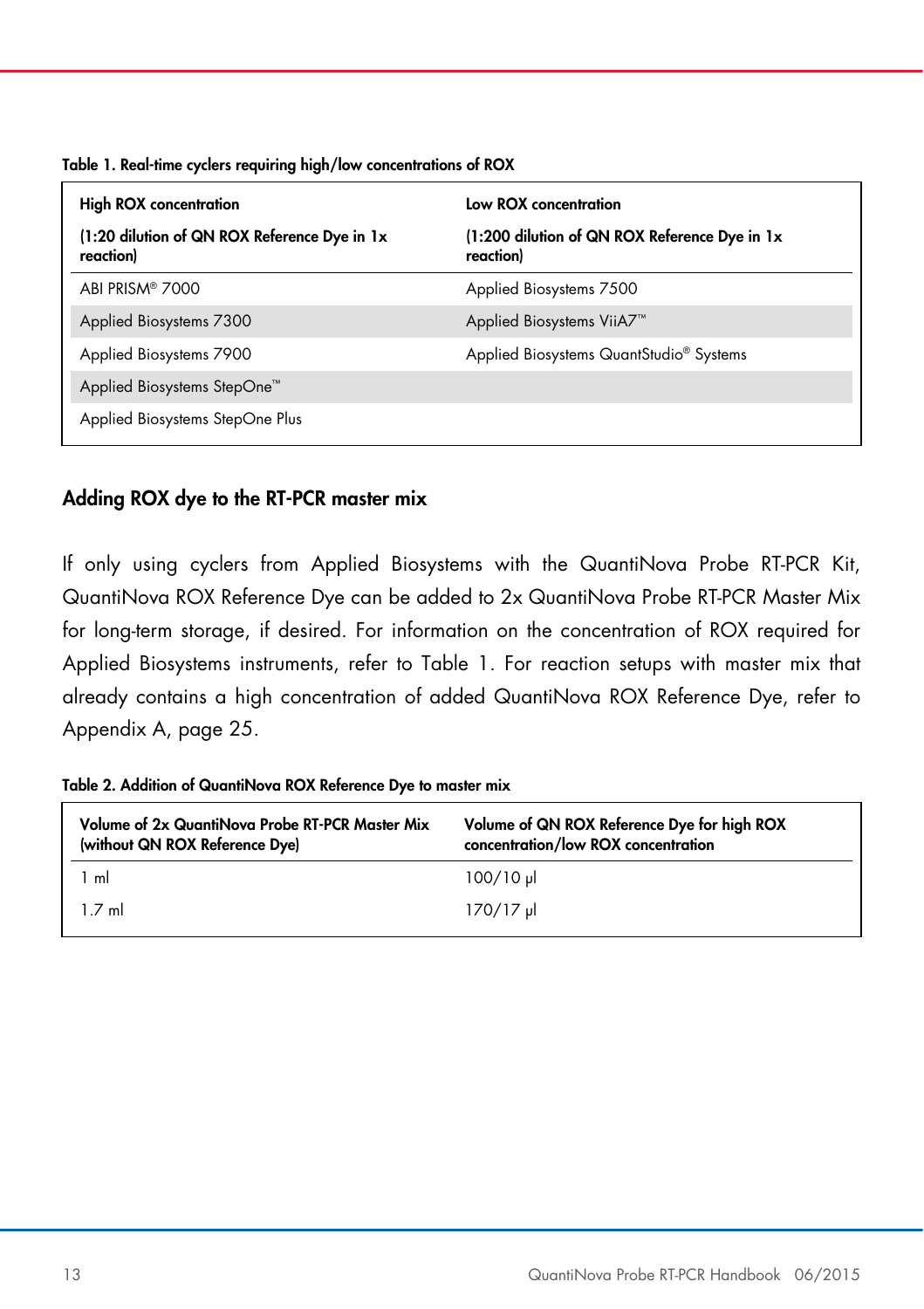**Table 1. Real-time cyclers requiring high/low concentrations of ROX**

| High ROX concentration (1:20 dilution of QN ROX Reference Dye in 1x reaction) | Low ROX concentration (1:200 dilution of QN ROX Reference Dye in 1x reaction) |
|---|---|
| ABI PRISM® 7000 | Applied Biosystems 7500 |
| Applied Biosystems 7300 | Applied Biosystems ViiA7™ |
| Applied Biosystems 7900 | Applied Biosystems QuantStudio® Systems |
| Applied Biosystems StepOne™ | |
| Applied Biosystems StepOne Plus | |

## Adding ROX dye to the RT-PCR master mix

If only using cyclers from Applied Biosystems with the QuantiNova Probe RT-PCR Kit, QuantiNova ROX Reference Dye can be added to 2x QuantiNova Probe RT-PCR Master Mix for long-term storage, if desired. For information on the concentration of ROX required for Applied Biosystems instruments, refer to Table 1. For reaction setups with master mix that already contains a high concentration of added QuantiNova ROX Reference Dye, refer to Appendix A, page 25.

**Table 2. Addition of QuantiNova ROX Reference Dye to master mix**

| Volume of 2x QuantiNova Probe RT-PCR Master Mix (without QN ROX Reference Dye) | Volume of QN ROX Reference Dye for high ROX concentration/low ROX concentration |
|---|---|
| 1 ml | 100/10 µl |
| 1.7 ml | 170/17 µl |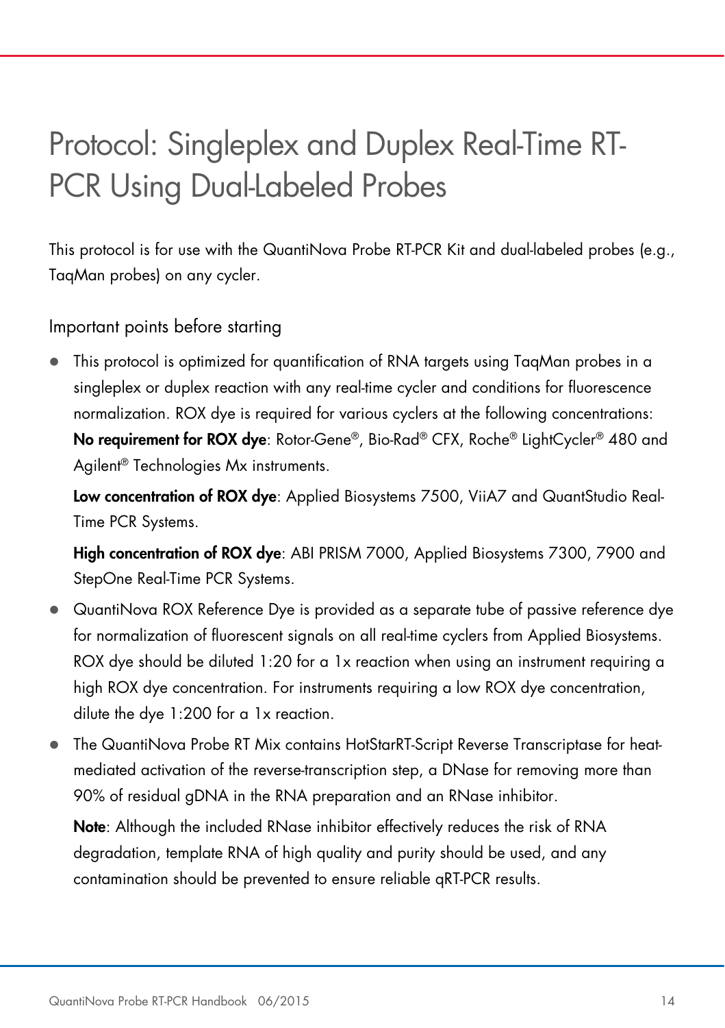# Protocol: Singleplex and Duplex Real-Time RT-PCR Using Dual-Labeled Probes

This protocol is for use with the QuantiNova Probe RT-PCR Kit and dual-labeled probes (e.g., TaqMan probes) on any cycler.

## Important points before starting

- This protocol is optimized for quantification of RNA targets using TaqMan probes in a singleplex or duplex reaction with any real-time cycler and conditions for fluorescence normalization. ROX dye is required for various cyclers at the following concentrations:
  **No requirement for ROX dye**: Rotor-Gene®, Bio-Rad® CFX, Roche® LightCycler® 480 and Agilent® Technologies Mx instruments.

  **Low concentration of ROX dye**: Applied Biosystems 7500, ViiA7 and QuantStudio Real-Time PCR Systems.

  **High concentration of ROX dye**: ABI PRISM 7000, Applied Biosystems 7300, 7900 and StepOne Real-Time PCR Systems.
- QuantiNova ROX Reference Dye is provided as a separate tube of passive reference dye for normalization of fluorescent signals on all real-time cyclers from Applied Biosystems. ROX dye should be diluted 1:20 for a 1x reaction when using an instrument requiring a high ROX dye concentration. For instruments requiring a low ROX dye concentration, dilute the dye 1:200 for a 1x reaction.
- The QuantiNova Probe RT Mix contains HotStarRT-Script Reverse Transcriptase for heat-mediated activation of the reverse-transcription step, a DNase for removing more than 90% of residual gDNA in the RNA preparation and an RNase inhibitor.

  **Note**: Although the included RNase inhibitor effectively reduces the risk of RNA degradation, template RNA of high quality and purity should be used, and any contamination should be prevented to ensure reliable qRT-PCR results.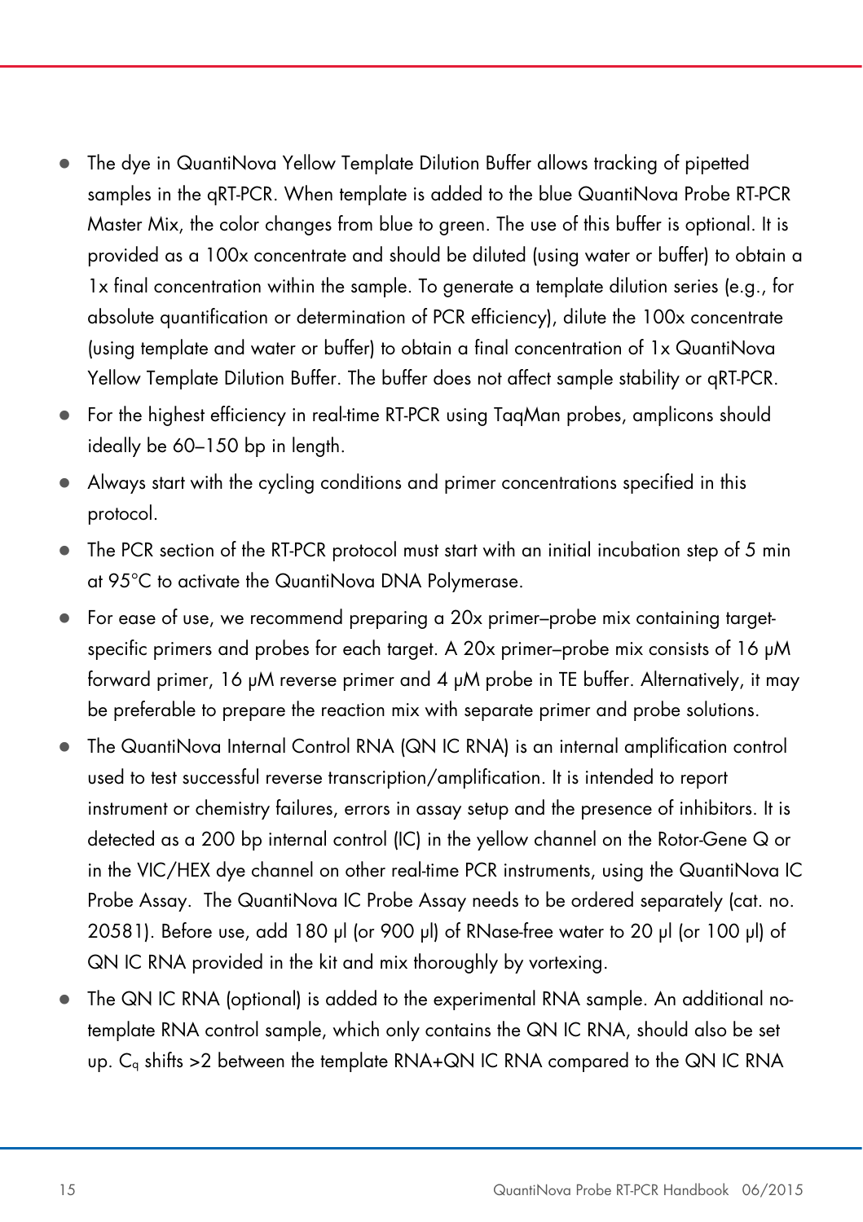- The dye in QuantiNova Yellow Template Dilution Buffer allows tracking of pipetted samples in the qRT-PCR. When template is added to the blue QuantiNova Probe RT-PCR Master Mix, the color changes from blue to green. The use of this buffer is optional. It is provided as a 100x concentrate and should be diluted (using water or buffer) to obtain a 1x final concentration within the sample. To generate a template dilution series (e.g., for absolute quantification or determination of PCR efficiency), dilute the 100x concentrate (using template and water or buffer) to obtain a final concentration of 1x QuantiNova Yellow Template Dilution Buffer. The buffer does not affect sample stability or qRT-PCR.
- For the highest efficiency in real-time RT-PCR using TaqMan probes, amplicons should ideally be 60–150 bp in length.
- Always start with the cycling conditions and primer concentrations specified in this protocol.
- The PCR section of the RT-PCR protocol must start with an initial incubation step of 5 min at 95°C to activate the QuantiNova DNA Polymerase.
- For ease of use, we recommend preparing a 20x primer–probe mix containing target-specific primers and probes for each target. A 20x primer–probe mix consists of 16 µM forward primer, 16 µM reverse primer and 4 µM probe in TE buffer. Alternatively, it may be preferable to prepare the reaction mix with separate primer and probe solutions.
- The QuantiNova Internal Control RNA (QN IC RNA) is an internal amplification control used to test successful reverse transcription/amplification. It is intended to report instrument or chemistry failures, errors in assay setup and the presence of inhibitors. It is detected as a 200 bp internal control (IC) in the yellow channel on the Rotor-Gene Q or in the VIC/HEX dye channel on other real-time PCR instruments, using the QuantiNova IC Probe Assay. The QuantiNova IC Probe Assay needs to be ordered separately (cat. no. 20581). Before use, add 180 µl (or 900 µl) of RNase-free water to 20 µl (or 100 µl) of QN IC RNA provided in the kit and mix thoroughly by vortexing.
- The QN IC RNA (optional) is added to the experimental RNA sample. An additional no-template RNA control sample, which only contains the QN IC RNA, should also be set up. $C_q$ shifts >2 between the template RNA+QN IC RNA compared to the QN IC RNA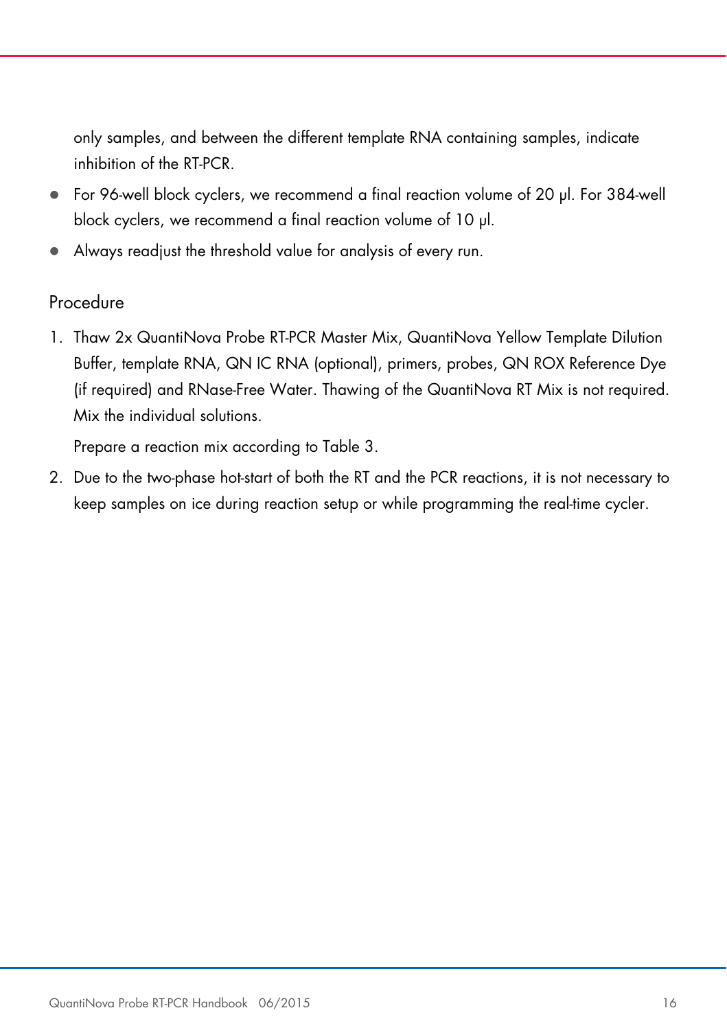only samples, and between the different template RNA containing samples, indicate inhibition of the RT-PCR.

- For 96-well block cyclers, we recommend a final reaction volume of 20 µl. For 384-well block cyclers, we recommend a final reaction volume of 10 µl.
- Always readjust the threshold value for analysis of every run.

## Procedure

1. Thaw 2x QuantiNova Probe RT-PCR Master Mix, QuantiNova Yellow Template Dilution Buffer, template RNA, QN IC RNA (optional), primers, probes, QN ROX Reference Dye (if required) and RNase-Free Water. Thawing of the QuantiNova RT Mix is not required. Mix the individual solutions.

   Prepare a reaction mix according to Table 3.

2. Due to the two-phase hot-start of both the RT and the PCR reactions, it is not necessary to keep samples on ice during reaction setup or while programming the real-time cycler.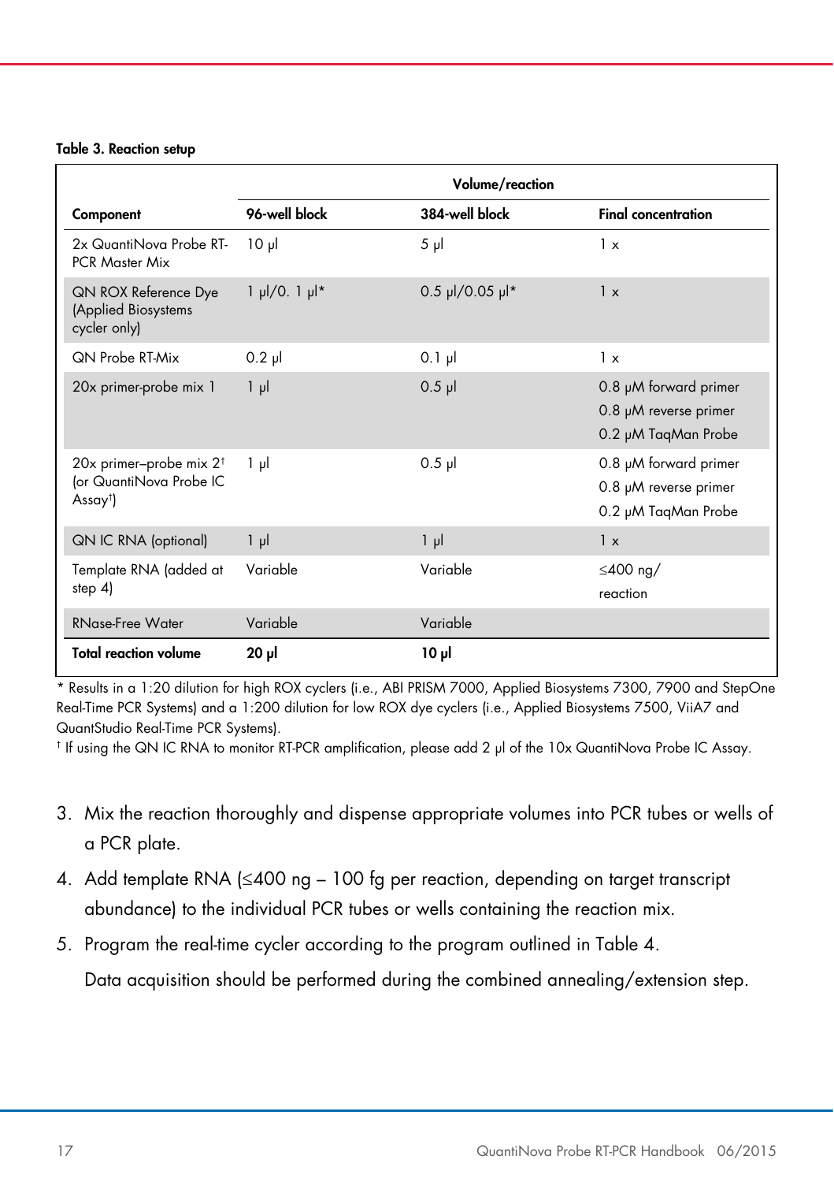**Table 3. Reaction setup**

| Component | Volume/reaction | | |
|---|---|---|---|
| | **96-well block** | **384-well block** | **Final concentration** |
| 2x QuantiNova Probe RT-PCR Master Mix | 10 µl | 5 µl | 1 x |
| QN ROX Reference Dye (Applied Biosystems cycler only) | 1 µl/0. 1 µl* | 0.5 µl/0.05 µl* | 1 x |
| QN Probe RT-Mix | 0.2 µl | 0.1 µl | 1 x |
| 20x primer-probe mix 1 | 1 µl | 0.5 µl | 0.8 µM forward primer<br>0.8 µM reverse primer<br>0.2 µM TaqMan Probe |
| 20x primer–probe mix 2† (or QuantiNova Probe IC Assay†) | 1 µl | 0.5 µl | 0.8 µM forward primer<br>0.8 µM reverse primer<br>0.2 µM TaqMan Probe |
| QN IC RNA (optional) | 1 µl | 1 µl | 1 x |
| Template RNA (added at step 4) | Variable | Variable | ≤400 ng/ reaction |
| RNase-Free Water | Variable | Variable | |
| **Total reaction volume** | **20 µl** | **10 µl** | |

\* Results in a 1:20 dilution for high ROX cyclers (i.e., ABI PRISM 7000, Applied Biosystems 7300, 7900 and StepOne Real-Time PCR Systems) and a 1:200 dilution for low ROX dye cyclers (i.e., Applied Biosystems 7500, ViiA7 and QuantStudio Real-Time PCR Systems).

† If using the QN IC RNA to monitor RT-PCR amplification, please add 2 µl of the 10x QuantiNova Probe IC Assay.

3. Mix the reaction thoroughly and dispense appropriate volumes into PCR tubes or wells of a PCR plate.
4. Add template RNA (≤400 ng – 100 fg per reaction, depending on target transcript abundance) to the individual PCR tubes or wells containing the reaction mix.
5. Program the real-time cycler according to the program outlined in Table 4.

   Data acquisition should be performed during the combined annealing/extension step.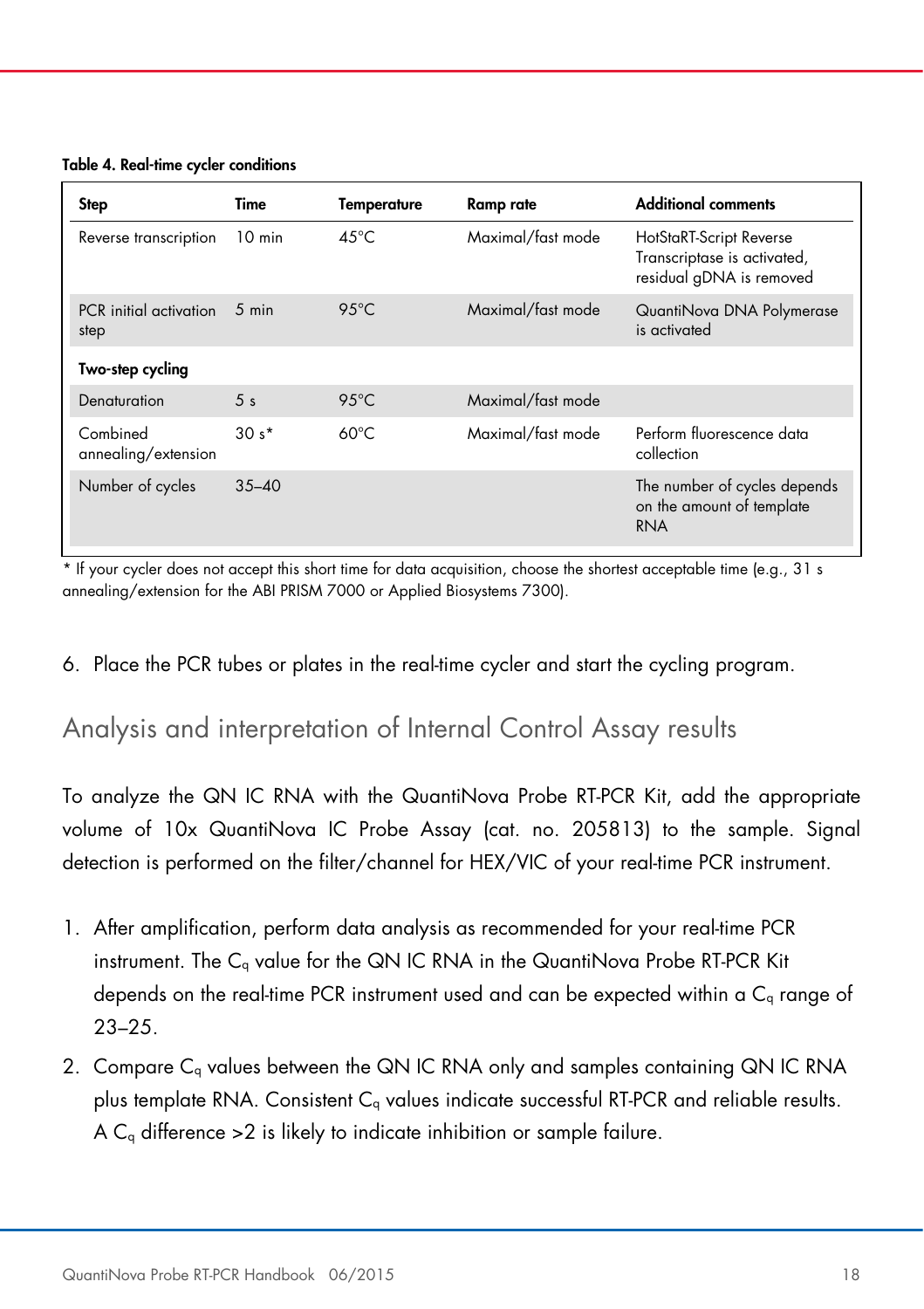**Table 4. Real-time cycler conditions**

| Step | Time | Temperature | Ramp rate | Additional comments |
|---|---|---|---|---|
| Reverse transcription | 10 min | 45°C | Maximal/fast mode | HotStaRT-Script Reverse Transcriptase is activated, residual gDNA is removed |
| PCR initial activation step | 5 min | 95°C | Maximal/fast mode | QuantiNova DNA Polymerase is activated |
| **Two-step cycling** | | | | |
| Denaturation | 5 s | 95°C | Maximal/fast mode | |
| Combined annealing/extension | 30 s* | 60°C | Maximal/fast mode | Perform fluorescence data collection |
| Number of cycles | 35–40 | | | The number of cycles depends on the amount of template RNA |

\* If your cycler does not accept this short time for data acquisition, choose the shortest acceptable time (e.g., 31 s annealing/extension for the ABI PRISM 7000 or Applied Biosystems 7300).

6. Place the PCR tubes or plates in the real-time cycler and start the cycling program.

## Analysis and interpretation of Internal Control Assay results

To analyze the QN IC RNA with the QuantiNova Probe RT-PCR Kit, add the appropriate volume of 10x QuantiNova IC Probe Assay (cat. no. 205813) to the sample. Signal detection is performed on the filter/channel for HEX/VIC of your real-time PCR instrument.

1. After amplification, perform data analysis as recommended for your real-time PCR instrument. The $C_q$ value for the QN IC RNA in the QuantiNova Probe RT-PCR Kit depends on the real-time PCR instrument used and can be expected within a $C_q$ range of 23–25.
2. Compare $C_q$ values between the QN IC RNA only and samples containing QN IC RNA plus template RNA. Consistent $C_q$ values indicate successful RT-PCR and reliable results. A $C_q$ difference >2 is likely to indicate inhibition or sample failure.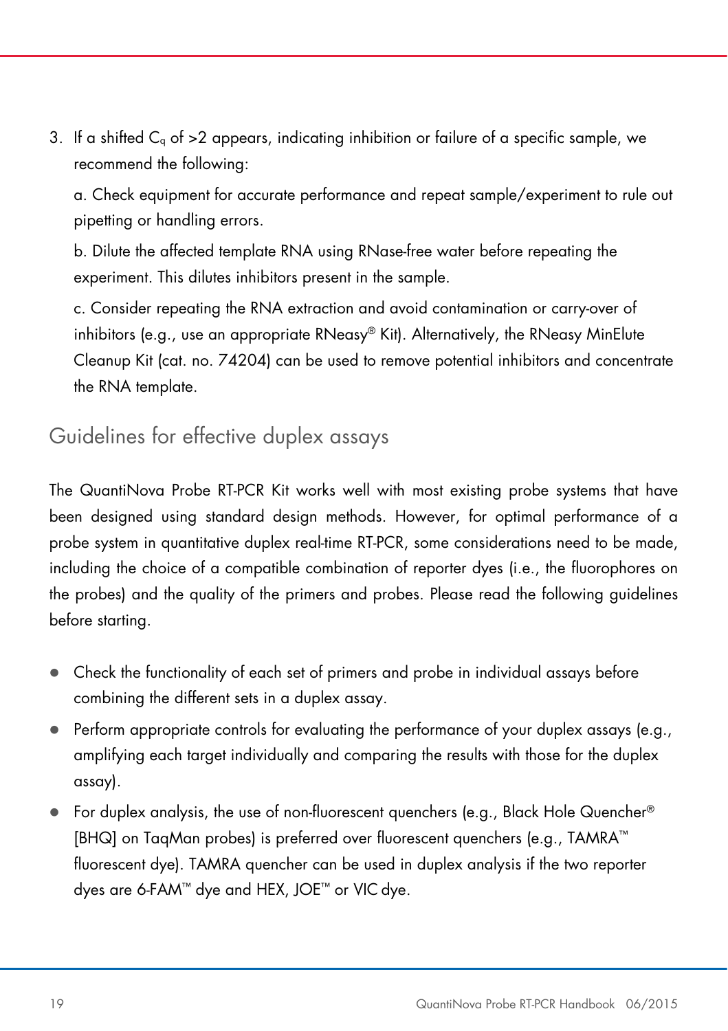3. If a shifted $C_q$ of >2 appears, indicating inhibition or failure of a specific sample, we recommend the following:

   a. Check equipment for accurate performance and repeat sample/experiment to rule out pipetting or handling errors.

   b. Dilute the affected template RNA using RNase-free water before repeating the experiment. This dilutes inhibitors present in the sample.

   c. Consider repeating the RNA extraction and avoid contamination or carry-over of inhibitors (e.g., use an appropriate RNeasy® Kit). Alternatively, the RNeasy MinElute Cleanup Kit (cat. no. 74204) can be used to remove potential inhibitors and concentrate the RNA template.

## Guidelines for effective duplex assays

The QuantiNova Probe RT-PCR Kit works well with most existing probe systems that have been designed using standard design methods. However, for optimal performance of a probe system in quantitative duplex real-time RT-PCR, some considerations need to be made, including the choice of a compatible combination of reporter dyes (i.e., the fluorophores on the probes) and the quality of the primers and probes. Please read the following guidelines before starting.

- Check the functionality of each set of primers and probe in individual assays before combining the different sets in a duplex assay.
- Perform appropriate controls for evaluating the performance of your duplex assays (e.g., amplifying each target individually and comparing the results with those for the duplex assay).
- For duplex analysis, the use of non-fluorescent quenchers (e.g., Black Hole Quencher® [BHQ] on TaqMan probes) is preferred over fluorescent quenchers (e.g., TAMRA™ fluorescent dye). TAMRA quencher can be used in duplex analysis if the two reporter dyes are 6-FAM™ dye and HEX, JOE™ or VIC dye.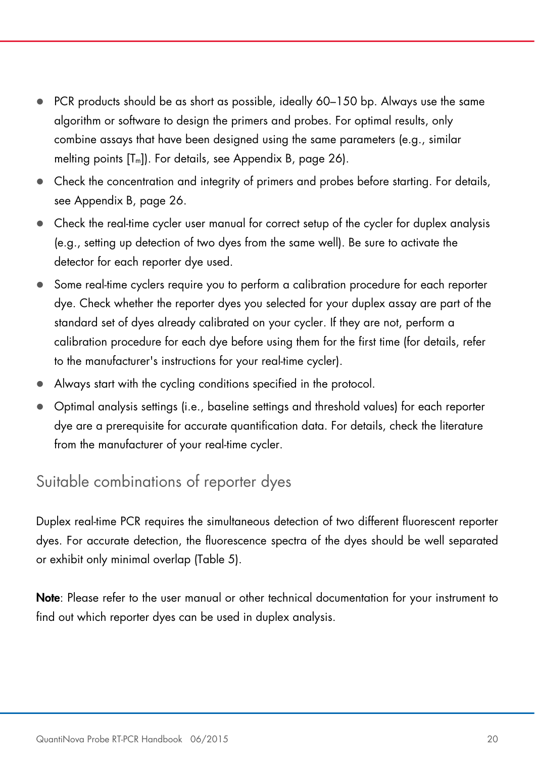- PCR products should be as short as possible, ideally 60–150 bp. Always use the same algorithm or software to design the primers and probes. For optimal results, only combine assays that have been designed using the same parameters (e.g., similar melting points [$T_m$]). For details, see Appendix B, page 26).
- Check the concentration and integrity of primers and probes before starting. For details, see Appendix B, page 26.
- Check the real-time cycler user manual for correct setup of the cycler for duplex analysis (e.g., setting up detection of two dyes from the same well). Be sure to activate the detector for each reporter dye used.
- Some real-time cyclers require you to perform a calibration procedure for each reporter dye. Check whether the reporter dyes you selected for your duplex assay are part of the standard set of dyes already calibrated on your cycler. If they are not, perform a calibration procedure for each dye before using them for the first time (for details, refer to the manufacturer's instructions for your real-time cycler).
- Always start with the cycling conditions specified in the protocol.
- Optimal analysis settings (i.e., baseline settings and threshold values) for each reporter dye are a prerequisite for accurate quantification data. For details, check the literature from the manufacturer of your real-time cycler.

## Suitable combinations of reporter dyes

Duplex real-time PCR requires the simultaneous detection of two different fluorescent reporter dyes. For accurate detection, the fluorescence spectra of the dyes should be well separated or exhibit only minimal overlap (Table 5).

**Note**: Please refer to the user manual or other technical documentation for your instrument to find out which reporter dyes can be used in duplex analysis.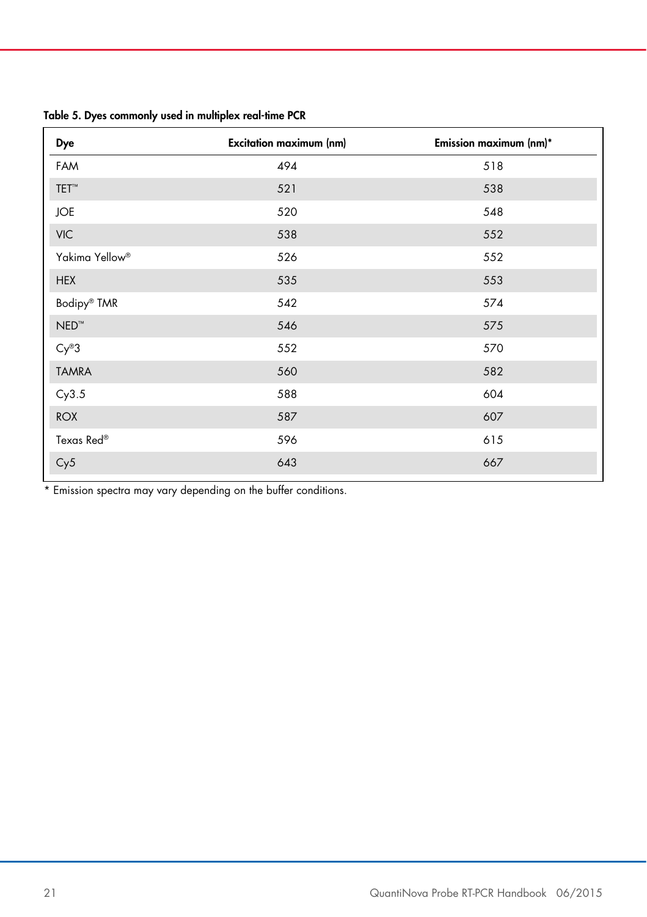**Table 5. Dyes commonly used in multiplex real-time PCR**

| Dye | Excitation maximum (nm) | Emission maximum (nm)* |
|---|---|---|
| FAM | 494 | 518 |
| TET™ | 521 | 538 |
| JOE | 520 | 548 |
| VIC | 538 | 552 |
| Yakima Yellow® | 526 | 552 |
| HEX | 535 | 553 |
| Bodipy® TMR | 542 | 574 |
| NED™ | 546 | 575 |
| Cy®3 | 552 | 570 |
| TAMRA | 560 | 582 |
| Cy3.5 | 588 | 604 |
| ROX | 587 | 607 |
| Texas Red® | 596 | 615 |
| Cy5 | 643 | 667 |

* Emission spectra may vary depending on the buffer conditions.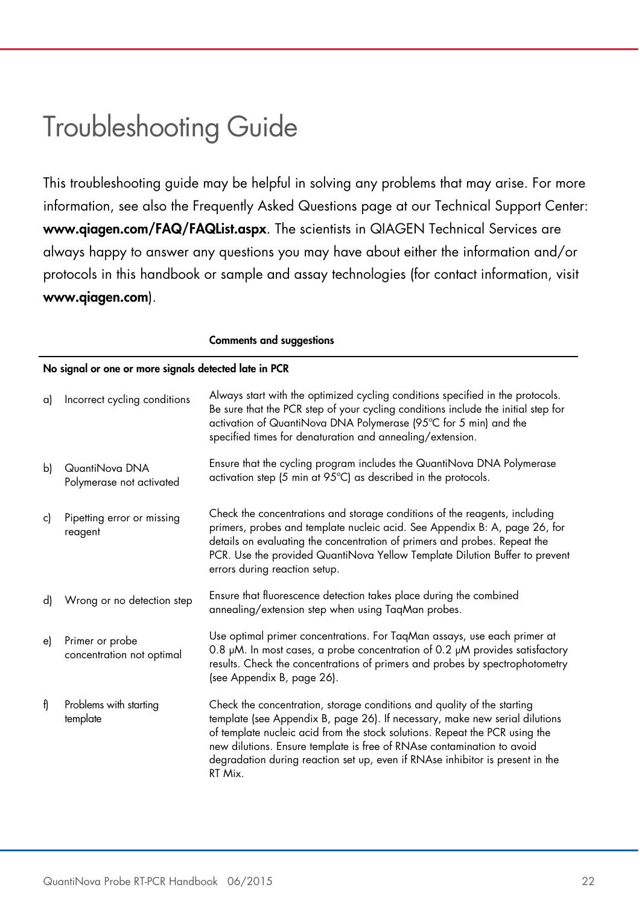# Troubleshooting Guide

This troubleshooting guide may be helpful in solving any problems that may arise. For more information, see also the Frequently Asked Questions page at our Technical Support Center: **www.qiagen.com/FAQ/FAQList.aspx**. The scientists in QIAGEN Technical Services are always happy to answer any questions you may have about either the information and/or protocols in this handbook or sample and assay technologies (for contact information, visit **www.qiagen.com**).

| | **Comments and suggestions** |
|---|---|
| **No signal or one or more signals detected late in PCR** | |
| a) Incorrect cycling conditions | Always start with the optimized cycling conditions specified in the protocols. Be sure that the PCR step of your cycling conditions include the initial step for activation of QuantiNova DNA Polymerase (95ºC for 5 min) and the specified times for denaturation and annealing/extension. |
| b) QuantiNova DNA Polymerase not activated | Ensure that the cycling program includes the QuantiNova DNA Polymerase activation step (5 min at 95ºC) as described in the protocols. |
| c) Pipetting error or missing reagent | Check the concentrations and storage conditions of the reagents, including primers, probes and template nucleic acid. See Appendix B: A, page 26, for details on evaluating the concentration of primers and probes. Repeat the PCR. Use the provided QuantiNova Yellow Template Dilution Buffer to prevent errors during reaction setup. |
| d) Wrong or no detection step | Ensure that fluorescence detection takes place during the combined annealing/extension step when using TaqMan probes. |
| e) Primer or probe concentration not optimal | Use optimal primer concentrations. For TaqMan assays, use each primer at 0.8 µM. In most cases, a probe concentration of 0.2 µM provides satisfactory results. Check the concentrations of primers and probes by spectrophotometry (see Appendix B, page 26). |
| f) Problems with starting template | Check the concentration, storage conditions and quality of the starting template (see Appendix B, page 26). If necessary, make new serial dilutions of template nucleic acid from the stock solutions. Repeat the PCR using the new dilutions. Ensure template is free of RNAse contamination to avoid degradation during reaction set up, even if RNAse inhibitor is present in the RT Mix. |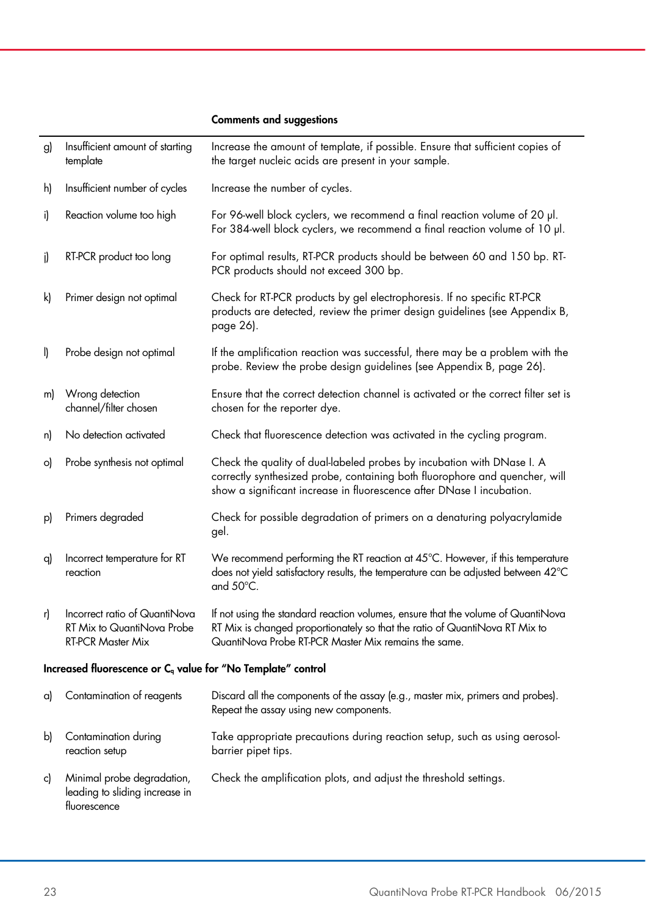| | | Comments and suggestions |
|---|---|---|
| g) | Insufficient amount of starting template | Increase the amount of template, if possible. Ensure that sufficient copies of the target nucleic acids are present in your sample. |
| h) | Insufficient number of cycles | Increase the number of cycles. |
| i) | Reaction volume too high | For 96-well block cyclers, we recommend a final reaction volume of 20 µl. For 384-well block cyclers, we recommend a final reaction volume of 10 µl. |
| j) | RT-PCR product too long | For optimal results, RT-PCR products should be between 60 and 150 bp. RT-PCR products should not exceed 300 bp. |
| k) | Primer design not optimal | Check for RT-PCR products by gel electrophoresis. If no specific RT-PCR products are detected, review the primer design guidelines (see Appendix B, page 26). |
| l) | Probe design not optimal | If the amplification reaction was successful, there may be a problem with the probe. Review the probe design guidelines (see Appendix B, page 26). |
| m) | Wrong detection channel/filter chosen | Ensure that the correct detection channel is activated or the correct filter set is chosen for the reporter dye. |
| n) | No detection activated | Check that fluorescence detection was activated in the cycling program. |
| o) | Probe synthesis not optimal | Check the quality of dual-labeled probes by incubation with DNase I. A correctly synthesized probe, containing both fluorophore and quencher, will show a significant increase in fluorescence after DNase I incubation. |
| p) | Primers degraded | Check for possible degradation of primers on a denaturing polyacrylamide gel. |
| q) | Incorrect temperature for RT reaction | We recommend performing the RT reaction at 45°C. However, if this temperature does not yield satisfactory results, the temperature can be adjusted between 42°C and 50°C. |
| r) | Incorrect ratio of QuantiNova RT Mix to QuantiNova Probe RT-PCR Master Mix | If not using the standard reaction volumes, ensure that the volume of QuantiNova RT Mix is changed proportionately so that the ratio of QuantiNova RT Mix to QuantiNova Probe RT-PCR Master Mix remains the same. |
| **Increased fluorescence or $C_q$ value for "No Template" control** | | |
| a) | Contamination of reagents | Discard all the components of the assay (e.g., master mix, primers and probes). Repeat the assay using new components. |
| b) | Contamination during reaction setup | Take appropriate precautions during reaction setup, such as using aerosol-barrier pipet tips. |
| c) | Minimal probe degradation, leading to sliding increase in fluorescence | Check the amplification plots, and adjust the threshold settings. |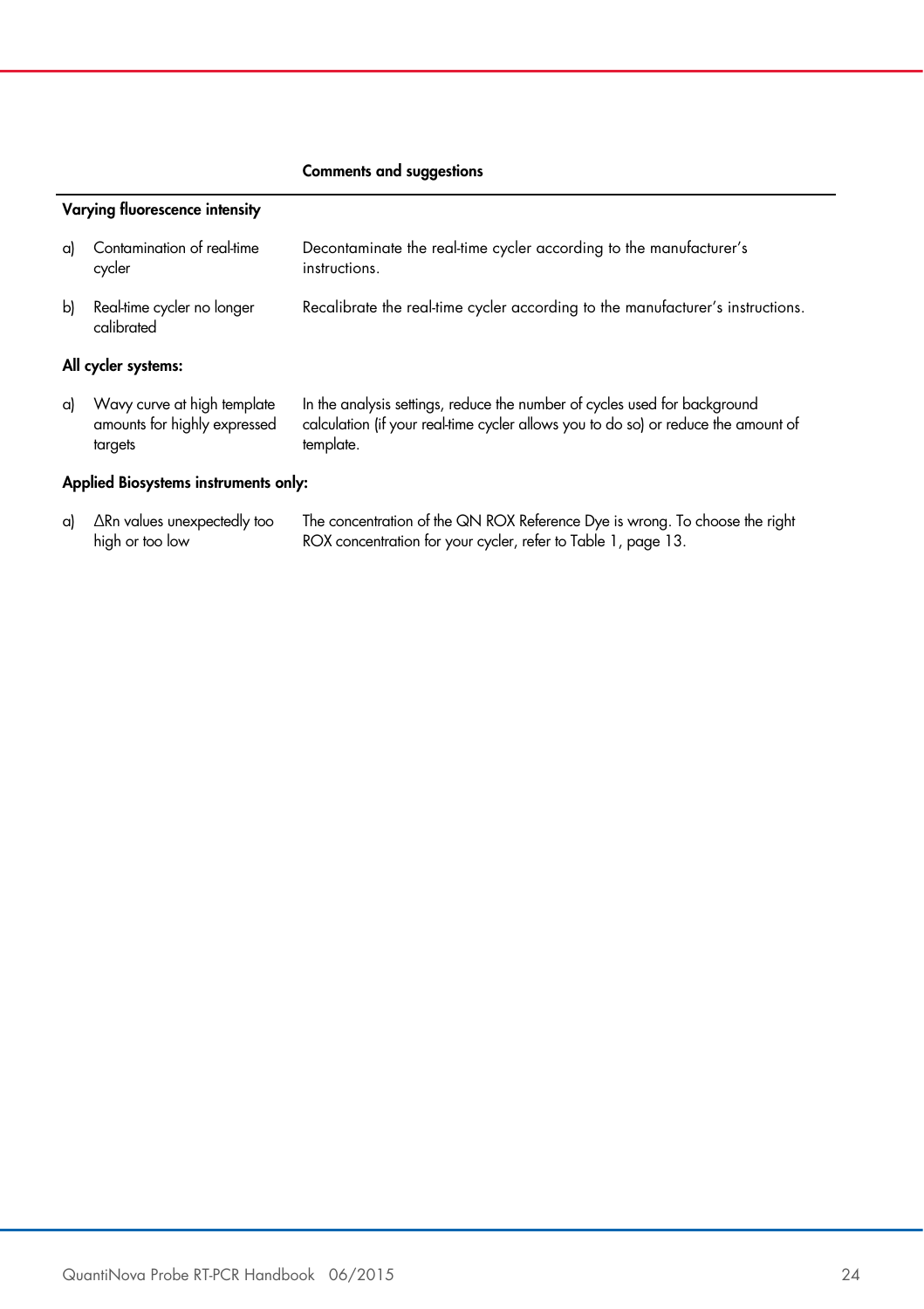| | Comments and suggestions |
|---|---|
| **Varying fluorescence intensity** | |
| a) Contamination of real-time cycler | Decontaminate the real-time cycler according to the manufacturer's instructions. |
| b) Real-time cycler no longer calibrated | Recalibrate the real-time cycler according to the manufacturer's instructions. |
| **All cycler systems:** | |
| a) Wavy curve at high template amounts for highly expressed targets | In the analysis settings, reduce the number of cycles used for background calculation (if your real-time cycler allows you to do so) or reduce the amount of template. |
| **Applied Biosystems instruments only:** | |
| a) ΔRn values unexpectedly too high or too low | The concentration of the QN ROX Reference Dye is wrong. To choose the right ROX concentration for your cycler, refer to Table 1, page 13. |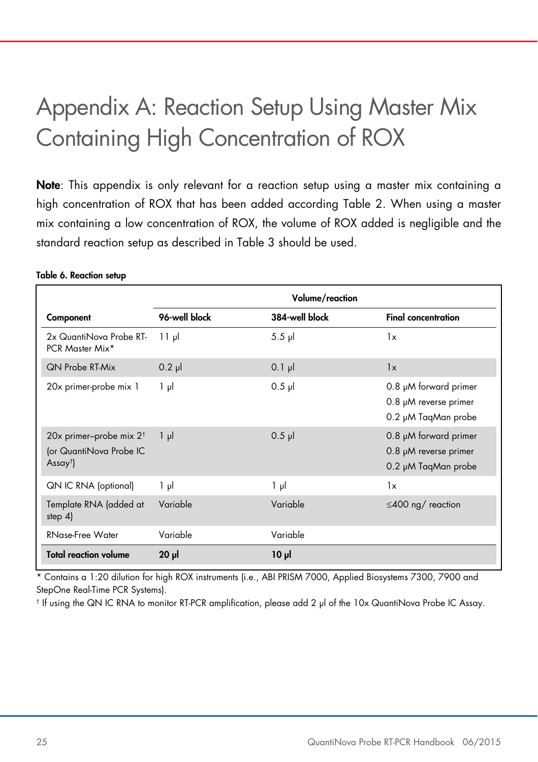# Appendix A: Reaction Setup Using Master Mix Containing High Concentration of ROX

**Note**: This appendix is only relevant for a reaction setup using a master mix containing a high concentration of ROX that has been added according Table 2. When using a master mix containing a low concentration of ROX, the volume of ROX added is negligible and the standard reaction setup as described in Table 3 should be used.

**Table 6. Reaction setup**

| | Volume/reaction | | |
|---|---|---|---|
| **Component** | **96-well block** | **384-well block** | **Final concentration** |
| 2x QuantiNova Probe RT-PCR Master Mix* | 11 µl | 5.5 µl | 1x |
| QN Probe RT-Mix | 0.2 µl | 0.1 µl | 1x |
| 20x primer-probe mix 1 | 1 µl | 0.5 µl | 0.8 µM forward primer<br>0.8 µM reverse primer<br>0.2 µM TaqMan probe |
| 20x primer–probe mix 2† (or QuantiNova Probe IC Assay†) | 1 µl | 0.5 µl | 0.8 µM forward primer<br>0.8 µM reverse primer<br>0.2 µM TaqMan probe |
| QN IC RNA (optional) | 1 µl | 1 µl | 1x |
| Template RNA (added at step 4) | Variable | Variable | ≤400 ng/ reaction |
| RNase-Free Water | Variable | Variable | |
| **Total reaction volume** | **20 µl** | **10 µl** | |

\* Contains a 1:20 dilution for high ROX instruments (i.e., ABI PRISM 7000, Applied Biosystems 7300, 7900 and StepOne Real-Time PCR Systems).

† If using the QN IC RNA to monitor RT-PCR amplification, please add 2 µl of the 10x QuantiNova Probe IC Assay.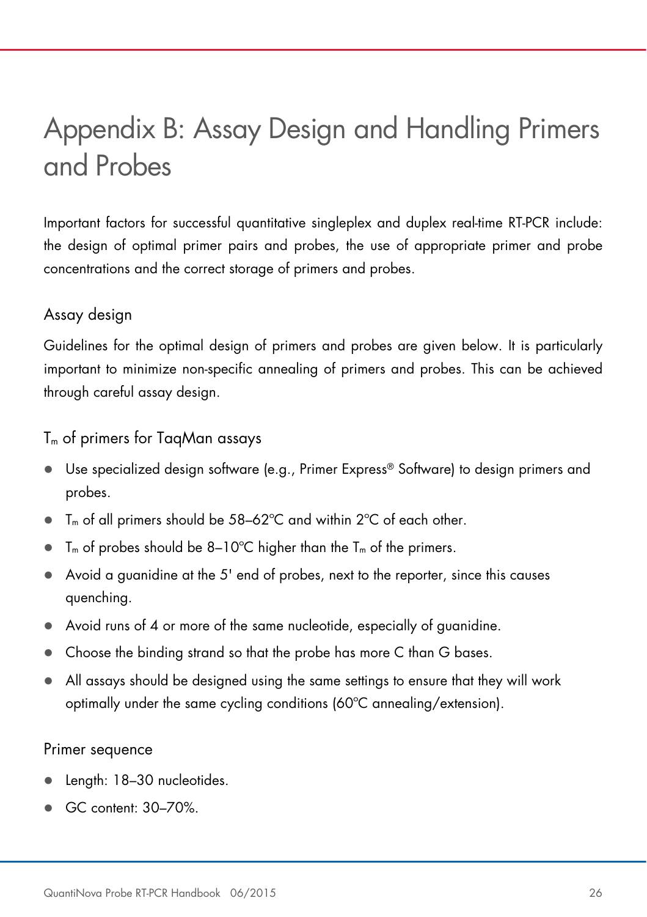# Appendix B: Assay Design and Handling Primers and Probes

Important factors for successful quantitative singleplex and duplex real-time RT-PCR include: the design of optimal primer pairs and probes, the use of appropriate primer and probe concentrations and the correct storage of primers and probes.

## Assay design

Guidelines for the optimal design of primers and probes are given below. It is particularly important to minimize non-specific annealing of primers and probes. This can be achieved through careful assay design.

### $T_m$ of primers for TaqMan assays

- Use specialized design software (e.g., Primer Express® Software) to design primers and probes.
- $T_m$ of all primers should be 58–62°C and within 2°C of each other.
- $T_m$ of probes should be 8–10°C higher than the $T_m$ of the primers.
- Avoid a guanidine at the 5' end of probes, next to the reporter, since this causes quenching.
- Avoid runs of 4 or more of the same nucleotide, especially of guanidine.
- Choose the binding strand so that the probe has more C than G bases.
- All assays should be designed using the same settings to ensure that they will work optimally under the same cycling conditions (60°C annealing/extension).

### Primer sequence

- Length: 18–30 nucleotides.
- GC content: 30–70%.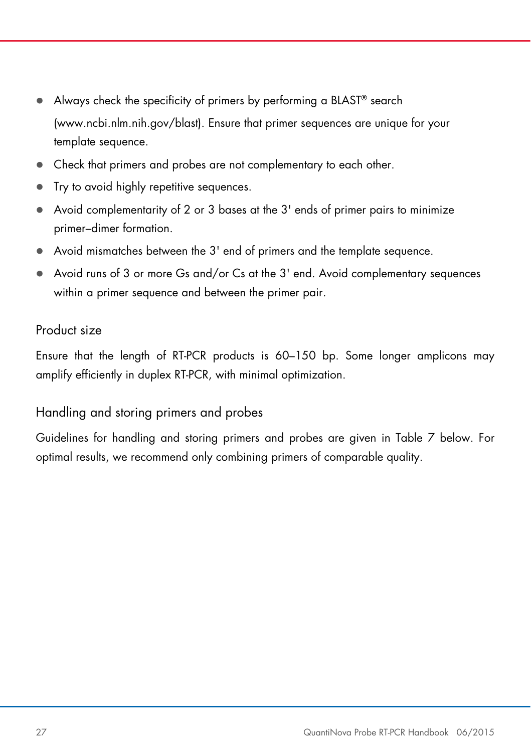- Always check the specificity of primers by performing a BLAST® search (www.ncbi.nlm.nih.gov/blast). Ensure that primer sequences are unique for your template sequence.
- Check that primers and probes are not complementary to each other.
- Try to avoid highly repetitive sequences.
- Avoid complementarity of 2 or 3 bases at the 3' ends of primer pairs to minimize primer–dimer formation.
- Avoid mismatches between the 3' end of primers and the template sequence.
- Avoid runs of 3 or more Gs and/or Cs at the 3' end. Avoid complementary sequences within a primer sequence and between the primer pair.

### Product size

Ensure that the length of RT-PCR products is 60–150 bp. Some longer amplicons may amplify efficiently in duplex RT-PCR, with minimal optimization.

### Handling and storing primers and probes

Guidelines for handling and storing primers and probes are given in Table 7 below. For optimal results, we recommend only combining primers of comparable quality.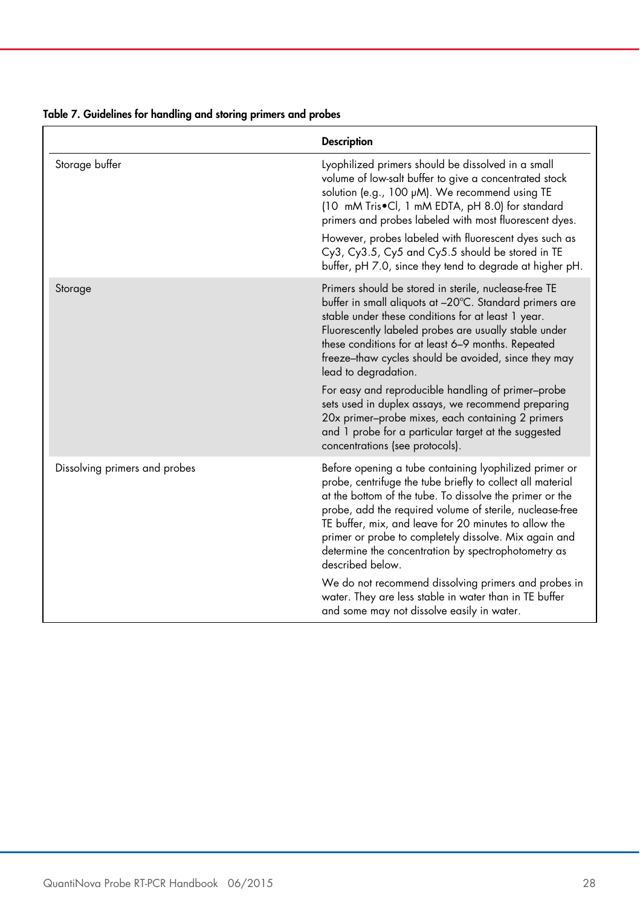**Table 7. Guidelines for handling and storing primers and probes**

| | Description |
|---|---|
| Storage buffer | Lyophilized primers should be dissolved in a small volume of low-salt buffer to give a concentrated stock solution (e.g., 100 µM). We recommend using TE (10 mM Tris•Cl, 1 mM EDTA, pH 8.0) for standard primers and probes labeled with most fluorescent dyes.<br><br>However, probes labeled with fluorescent dyes such as Cy3, Cy3.5, Cy5 and Cy5.5 should be stored in TE buffer, pH 7.0, since they tend to degrade at higher pH. |
| Storage | Primers should be stored in sterile, nuclease-free TE buffer in small aliquots at –20°C. Standard primers are stable under these conditions for at least 1 year. Fluorescently labeled probes are usually stable under these conditions for at least 6–9 months. Repeated freeze–thaw cycles should be avoided, since they may lead to degradation.<br><br>For easy and reproducible handling of primer–probe sets used in duplex assays, we recommend preparing 20x primer–probe mixes, each containing 2 primers and 1 probe for a particular target at the suggested concentrations (see protocols). |
| Dissolving primers and probes | Before opening a tube containing lyophilized primer or probe, centrifuge the tube briefly to collect all material at the bottom of the tube. To dissolve the primer or the probe, add the required volume of sterile, nuclease-free TE buffer, mix, and leave for 20 minutes to allow the primer or probe to completely dissolve. Mix again and determine the concentration by spectrophotometry as described below.<br><br>We do not recommend dissolving primers and probes in water. They are less stable in water than in TE buffer and some may not dissolve easily in water. |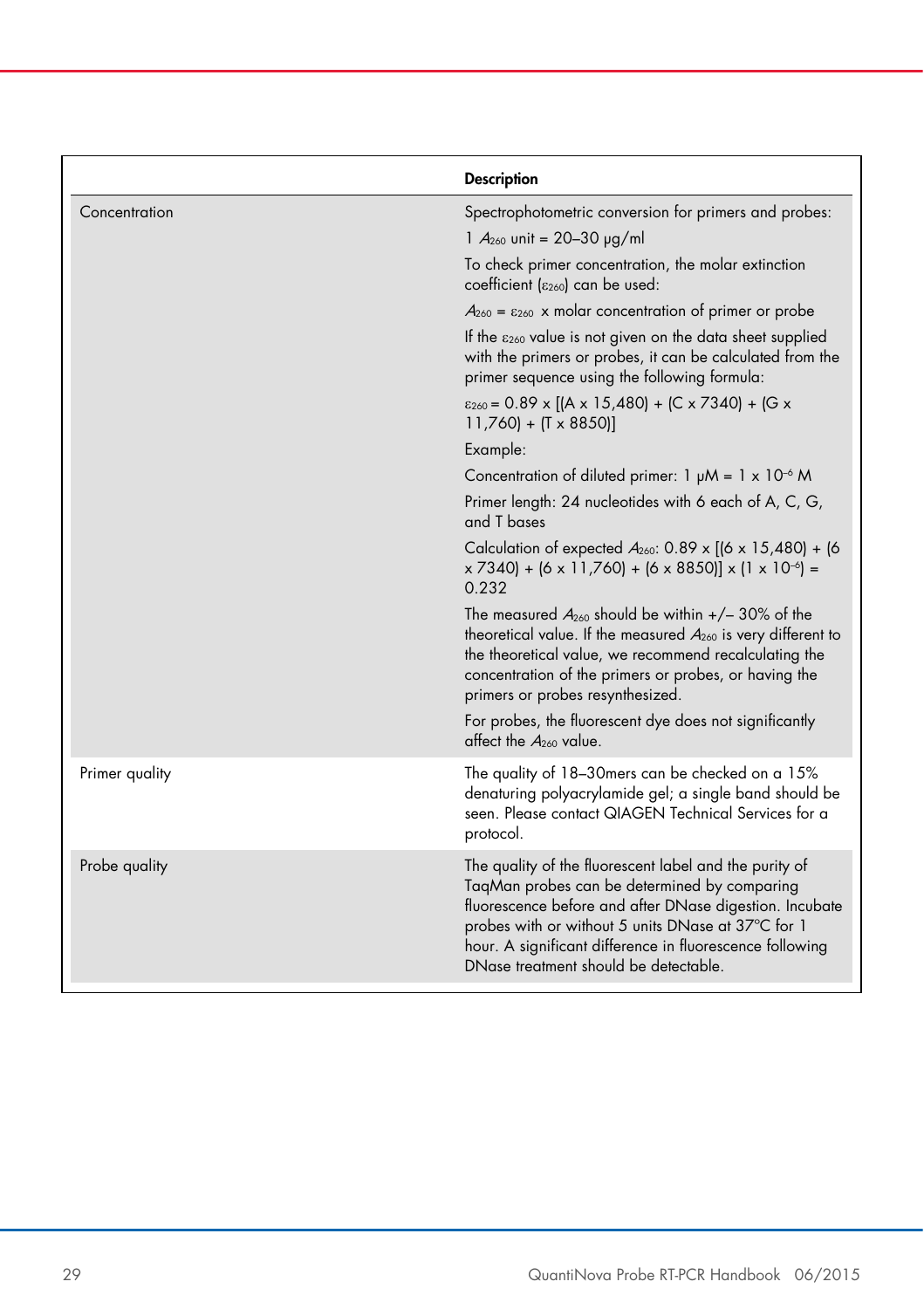| | Description |
|---|---|
| Concentration | Spectrophotometric conversion for primers and probes:<br>1 $A_{260}$ unit = 20–30 µg/ml<br>To check primer concentration, the molar extinction coefficient ($\varepsilon_{260}$) can be used:<br>$A_{260} = \varepsilon_{260}$ x molar concentration of primer or probe<br>If the $\varepsilon_{260}$ value is not given on the data sheet supplied with the primers or probes, it can be calculated from the primer sequence using the following formula:<br>$\varepsilon_{260} = 0.89 \times [(A \times 15{,}480) + (C \times 7340) + (G \times 11{,}760) + (T \times 8850)]$<br>Example:<br>Concentration of diluted primer: 1 µM = $1 \times 10^{-6}$ M<br>Primer length: 24 nucleotides with 6 each of A, C, G, and T bases<br>Calculation of expected $A_{260}$: $0.89 \times [(6 \times 15{,}480) + (6 \times 7340) + (6 \times 11{,}760) + (6 \times 8850)] \times (1 \times 10^{-6}) = 0.232$<br>The measured $A_{260}$ should be within +/– 30% of the theoretical value. If the measured $A_{260}$ is very different to the theoretical value, we recommend recalculating the concentration of the primers or probes, or having the primers or probes resynthesized.<br>For probes, the fluorescent dye does not significantly affect the $A_{260}$ value. |
| Primer quality | The quality of 18–30mers can be checked on a 15% denaturing polyacrylamide gel; a single band should be seen. Please contact QIAGEN Technical Services for a protocol. |
| Probe quality | The quality of the fluorescent label and the purity of TaqMan probes can be determined by comparing fluorescence before and after DNase digestion. Incubate probes with or without 5 units DNase at 37ºC for 1 hour. A significant difference in fluorescence following DNase treatment should be detectable. |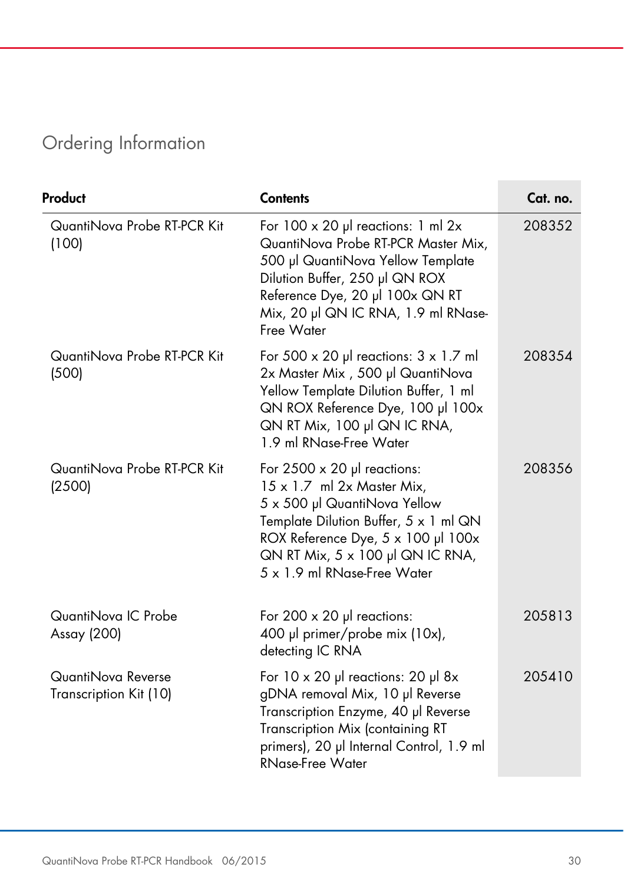# Ordering Information

| Product | Contents | Cat. no. |
|---|---|---|
| QuantiNova Probe RT-PCR Kit (100) | For 100 x 20 µl reactions: 1 ml 2x QuantiNova Probe RT-PCR Master Mix, 500 µl QuantiNova Yellow Template Dilution Buffer, 250 µl QN ROX Reference Dye, 20 µl 100x QN RT Mix, 20 µl QN IC RNA, 1.9 ml RNase-Free Water | 208352 |
| QuantiNova Probe RT-PCR Kit (500) | For 500 x 20 µl reactions: 3 x 1.7 ml 2x Master Mix , 500 µl QuantiNova Yellow Template Dilution Buffer, 1 ml QN ROX Reference Dye, 100 µl 100x QN RT Mix, 100 µl QN IC RNA, 1.9 ml RNase-Free Water | 208354 |
| QuantiNova Probe RT-PCR Kit (2500) | For 2500 x 20 µl reactions: 15 x 1.7 ml 2x Master Mix, 5 x 500 µl QuantiNova Yellow Template Dilution Buffer, 5 x 1 ml QN ROX Reference Dye, 5 x 100 µl 100x QN RT Mix, 5 x 100 µl QN IC RNA, 5 x 1.9 ml RNase-Free Water | 208356 |
| QuantiNova IC Probe Assay (200) | For 200 x 20 µl reactions: 400 µl primer/probe mix (10x), detecting IC RNA | 205813 |
| QuantiNova Reverse Transcription Kit (10) | For 10 x 20 µl reactions: 20 µl 8x gDNA removal Mix, 10 µl Reverse Transcription Enzyme, 40 µl Reverse Transcription Mix (containing RT primers), 20 µl Internal Control, 1.9 ml RNase-Free Water | 205410 |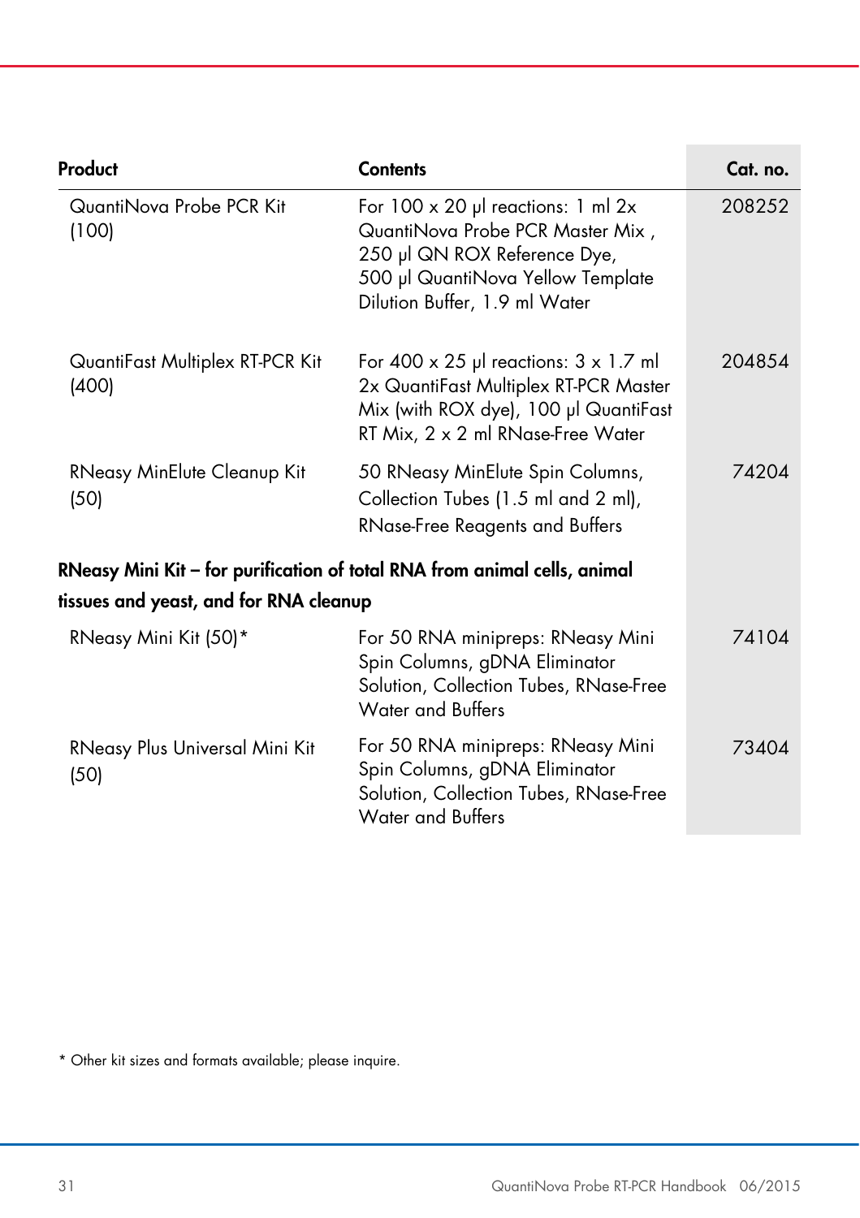| Product | Contents | Cat. no. |
|---|---|---|
| QuantiNova Probe PCR Kit (100) | For 100 x 20 µl reactions: 1 ml 2x QuantiNova Probe PCR Master Mix , 250 µl QN ROX Reference Dye, 500 µl QuantiNova Yellow Template Dilution Buffer, 1.9 ml Water | 208252 |
| QuantiFast Multiplex RT-PCR Kit (400) | For 400 x 25 µl reactions: 3 x 1.7 ml 2x QuantiFast Multiplex RT-PCR Master Mix (with ROX dye), 100 µl QuantiFast RT Mix, 2 x 2 ml RNase-Free Water | 204854 |
| RNeasy MinElute Cleanup Kit (50) | 50 RNeasy MinElute Spin Columns, Collection Tubes (1.5 ml and 2 ml), RNase-Free Reagents and Buffers | 74204 |
| **RNeasy Mini Kit – for purification of total RNA from animal cells, animal tissues and yeast, and for RNA cleanup** | | |
| RNeasy Mini Kit (50)* | For 50 RNA minipreps: RNeasy Mini Spin Columns, gDNA Eliminator Solution, Collection Tubes, RNase-Free Water and Buffers | 74104 |
| RNeasy Plus Universal Mini Kit (50) | For 50 RNA minipreps: RNeasy Mini Spin Columns, gDNA Eliminator Solution, Collection Tubes, RNase-Free Water and Buffers | 73404 |

* Other kit sizes and formats available; please inquire.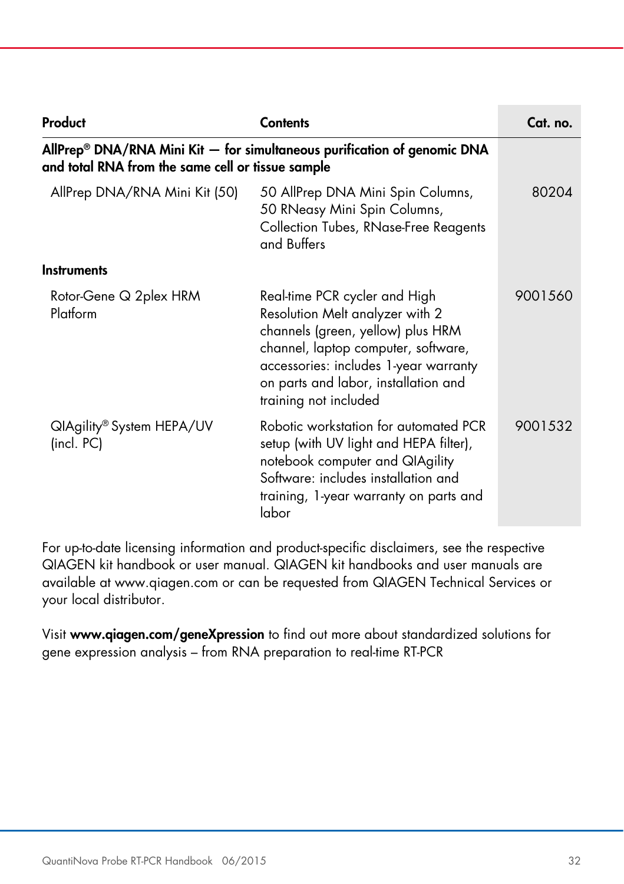| Product | Contents | Cat. no. |
|---|---|---|
| **AllPrep® DNA/RNA Mini Kit — for simultaneous purification of genomic DNA and total RNA from the same cell or tissue sample** | | |
| AllPrep DNA/RNA Mini Kit (50) | 50 AllPrep DNA Mini Spin Columns, 50 RNeasy Mini Spin Columns, Collection Tubes, RNase-Free Reagents and Buffers | 80204 |
| **Instruments** | | |
| Rotor-Gene Q 2plex HRM Platform | Real-time PCR cycler and High Resolution Melt analyzer with 2 channels (green, yellow) plus HRM channel, laptop computer, software, accessories: includes 1-year warranty on parts and labor, installation and training not included | 9001560 |
| QIAgility® System HEPA/UV (incl. PC) | Robotic workstation for automated PCR setup (with UV light and HEPA filter), notebook computer and QIAgility Software: includes installation and training, 1-year warranty on parts and labor | 9001532 |

For up-to-date licensing information and product-specific disclaimers, see the respective QIAGEN kit handbook or user manual. QIAGEN kit handbooks and user manuals are available at www.qiagen.com or can be requested from QIAGEN Technical Services or your local distributor.

Visit **www.qiagen.com/geneXpression** to find out more about standardized solutions for gene expression analysis – from RNA preparation to real-time RT-PCR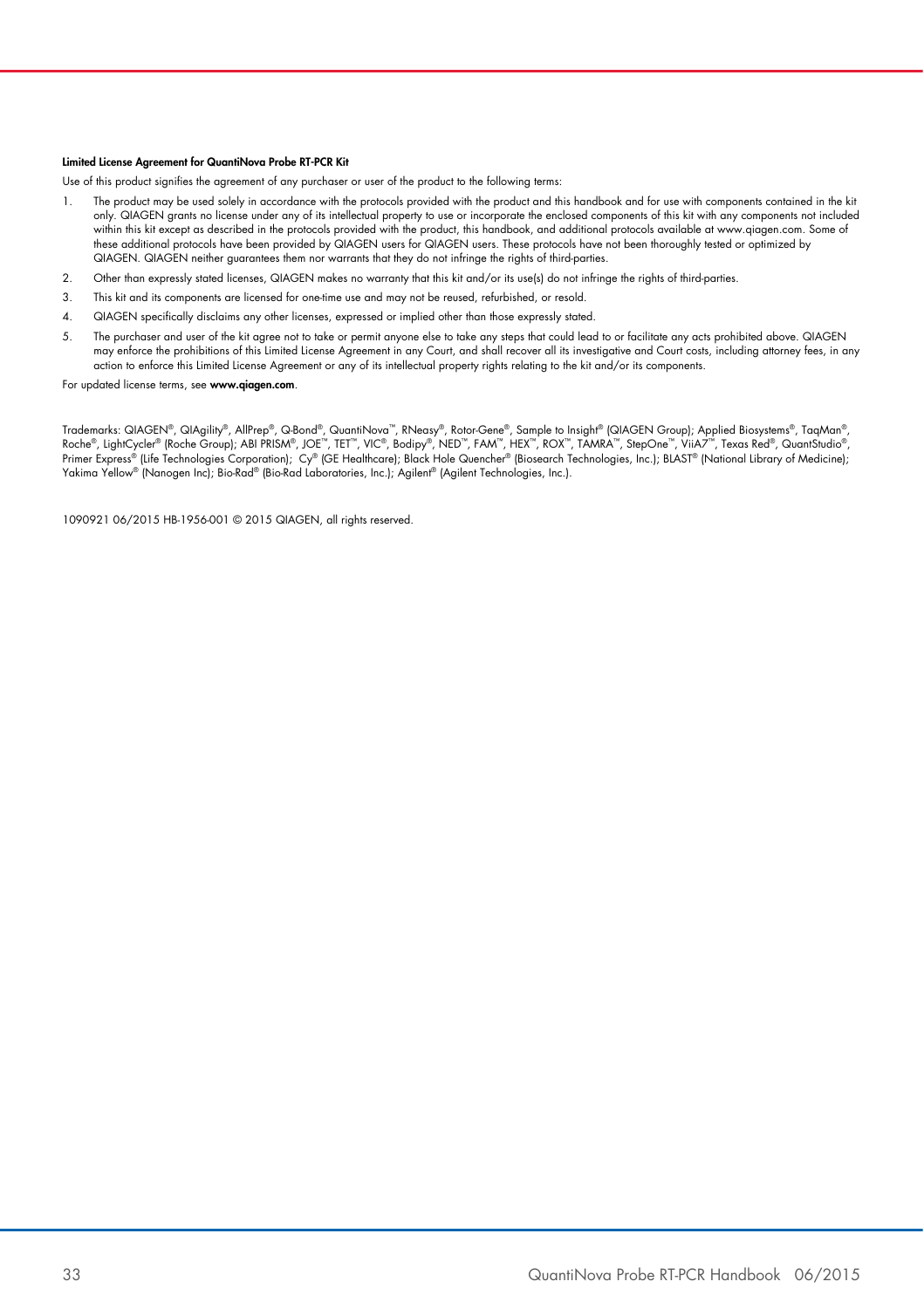**Limited License Agreement for QuantiNova Probe RT-PCR Kit**

Use of this product signifies the agreement of any purchaser or user of the product to the following terms:

1. The product may be used solely in accordance with the protocols provided with the product and this handbook and for use with components contained in the kit only. QIAGEN grants no license under any of its intellectual property to use or incorporate the enclosed components of this kit with any components not included within this kit except as described in the protocols provided with the product, this handbook, and additional protocols available at www.qiagen.com. Some of these additional protocols have been provided by QIAGEN users for QIAGEN users. These protocols have not been thoroughly tested or optimized by QIAGEN. QIAGEN neither guarantees them nor warrants that they do not infringe the rights of third-parties.
2. Other than expressly stated licenses, QIAGEN makes no warranty that this kit and/or its use(s) do not infringe the rights of third-parties.
3. This kit and its components are licensed for one-time use and may not be reused, refurbished, or resold.
4. QIAGEN specifically disclaims any other licenses, expressed or implied other than those expressly stated.
5. The purchaser and user of the kit agree not to take or permit anyone else to take any steps that could lead to or facilitate any acts prohibited above. QIAGEN may enforce the prohibitions of this Limited License Agreement in any Court, and shall recover all its investigative and Court costs, including attorney fees, in any action to enforce this Limited License Agreement or any of its intellectual property rights relating to the kit and/or its components.

For updated license terms, see **www.qiagen.com**.

Trademarks: QIAGEN®, QIAgility®, AllPrep®, Q-Bond®, QuantiNova™, RNeasy®, Rotor-Gene®, Sample to Insight® (QIAGEN Group); Applied Biosystems®, TaqMan®, Roche®, LightCycler® (Roche Group); ABI PRISM®, JOE™, TET™, VIC®, Bodipy®, NED™, FAM™, HEX™, ROX™, TAMRA™, StepOne™, ViiA7™, Texas Red®, QuantStudio®, Primer Express® (Life Technologies Corporation); Cy® (GE Healthcare); Black Hole Quencher® (Biosearch Technologies, Inc.); BLAST® (National Library of Medicine); Yakima Yellow® (Nanogen Inc); Bio-Rad® (Bio-Rad Laboratories, Inc.); Agilent® (Agilent Technologies, Inc.).

1090921 06/2015 HB-1956-001 © 2015 QIAGEN, all rights reserved.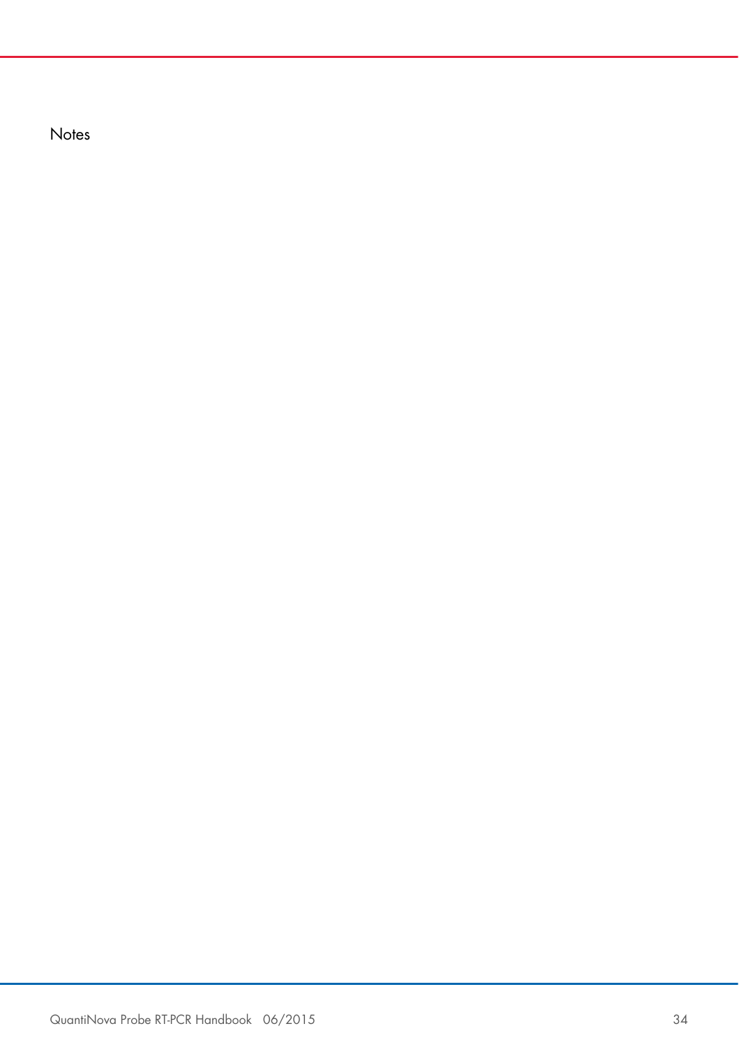Notes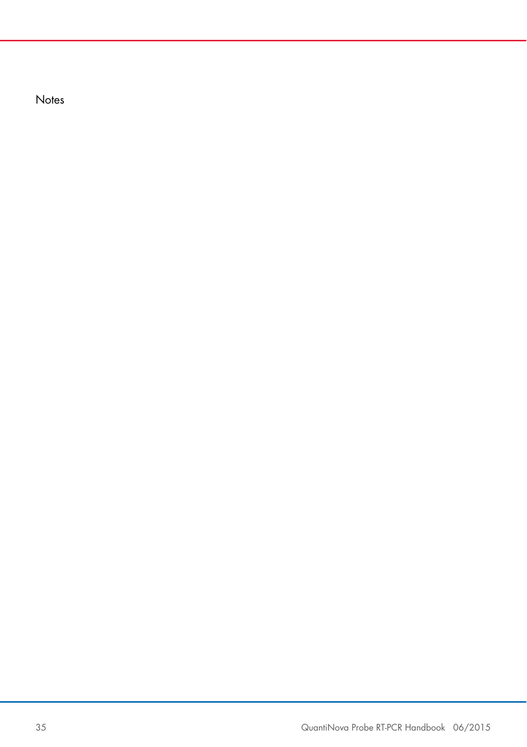Notes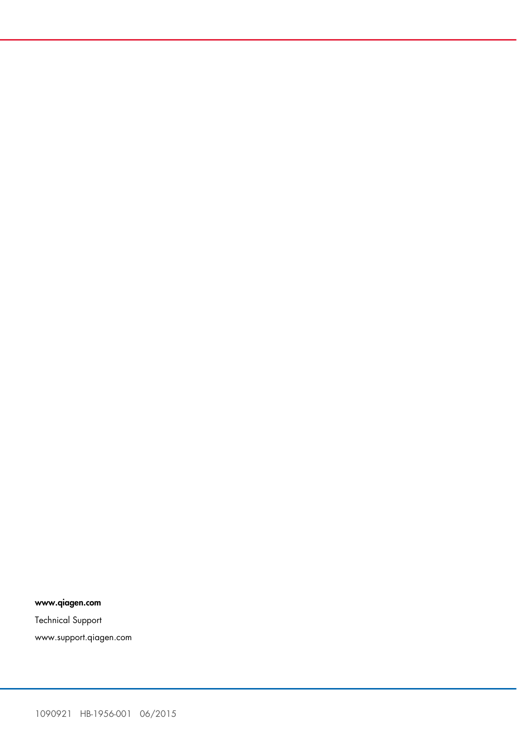**www.qiagen.com**

Technical Support

www.support.qiagen.com

1090921 HB-1956-001 06/2015